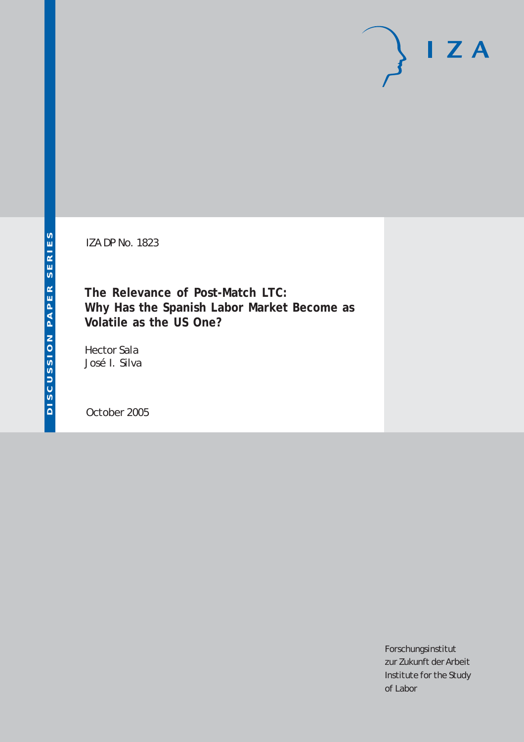IZA DP No. 1823

# The Relevance of Post-Match LTC: Why Has the Spanish Labor Market Become as Volatile as the US One?

Hector Sala
José I. Silva

October 2005

DISCUSSION PAPER SERIES

I Z A

Forschungsinstitut
zur Zukunft der Arbeit
Institute for the Study
of Labor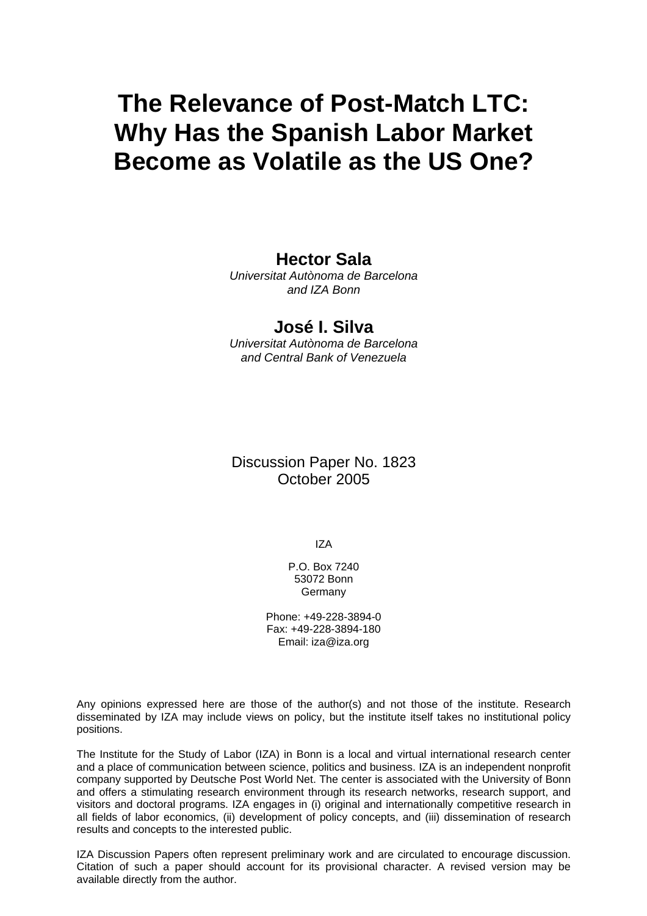# The Relevance of Post-Match LTC: Why Has the Spanish Labor Market Become as Volatile as the US One?

**Hector Sala**
*Universitat Autònoma de Barcelona and IZA Bonn*

**José I. Silva**
*Universitat Autònoma de Barcelona and Central Bank of Venezuela*

Discussion Paper No. 1823
October 2005

IZA

P.O. Box 7240
53072 Bonn
Germany

Phone: +49-228-3894-0
Fax: +49-228-3894-180
Email: iza@iza.org

Any opinions expressed here are those of the author(s) and not those of the institute. Research disseminated by IZA may include views on policy, but the institute itself takes no institutional policy positions.

The Institute for the Study of Labor (IZA) in Bonn is a local and virtual international research center and a place of communication between science, politics and business. IZA is an independent nonprofit company supported by Deutsche Post World Net. The center is associated with the University of Bonn and offers a stimulating research environment through its research networks, research support, and visitors and doctoral programs. IZA engages in (i) original and internationally competitive research in all fields of labor economics, (ii) development of policy concepts, and (iii) dissemination of research results and concepts to the interested public.

IZA Discussion Papers often represent preliminary work and are circulated to encourage discussion. Citation of such a paper should account for its provisional character. A revised version may be available directly from the author.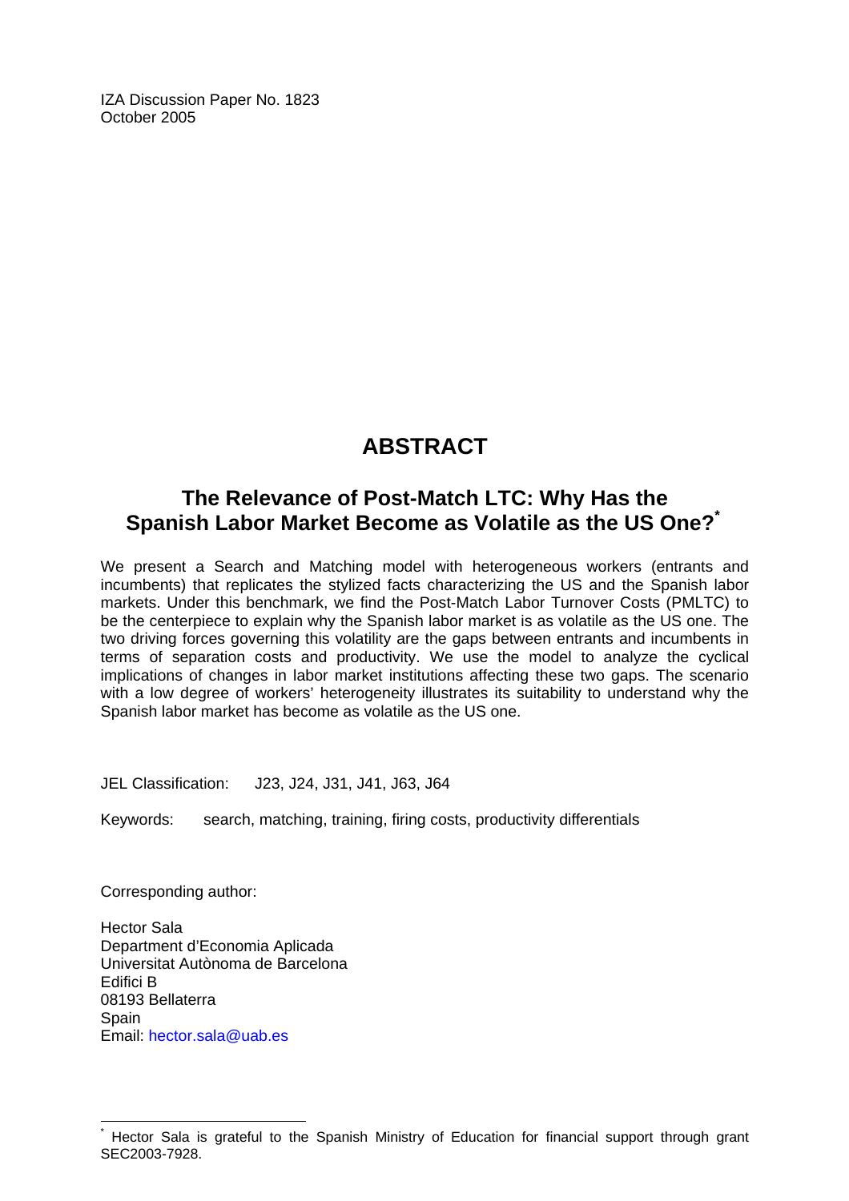IZA Discussion Paper No. 1823
October 2005

# ABSTRACT

## The Relevance of Post-Match LTC: Why Has the Spanish Labor Market Become as Volatile as the US One?*

We present a Search and Matching model with heterogeneous workers (entrants and incumbents) that replicates the stylized facts characterizing the US and the Spanish labor markets. Under this benchmark, we find the Post-Match Labor Turnover Costs (PMLTC) to be the centerpiece to explain why the Spanish labor market is as volatile as the US one. The two driving forces governing this volatility are the gaps between entrants and incumbents in terms of separation costs and productivity. We use the model to analyze the cyclical implications of changes in labor market institutions affecting these two gaps. The scenario with a low degree of workers' heterogeneity illustrates its suitability to understand why the Spanish labor market has become as volatile as the US one.

JEL Classification: J23, J24, J31, J41, J63, J64

Keywords: search, matching, training, firing costs, productivity differentials

Corresponding author:

Hector Sala
Department d'Economia Aplicada
Universitat Autònoma de Barcelona
Edifici B
08193 Bellaterra
Spain
Email: hector.sala@uab.es

---

* Hector Sala is grateful to the Spanish Ministry of Education for financial support through grant SEC2003-7928.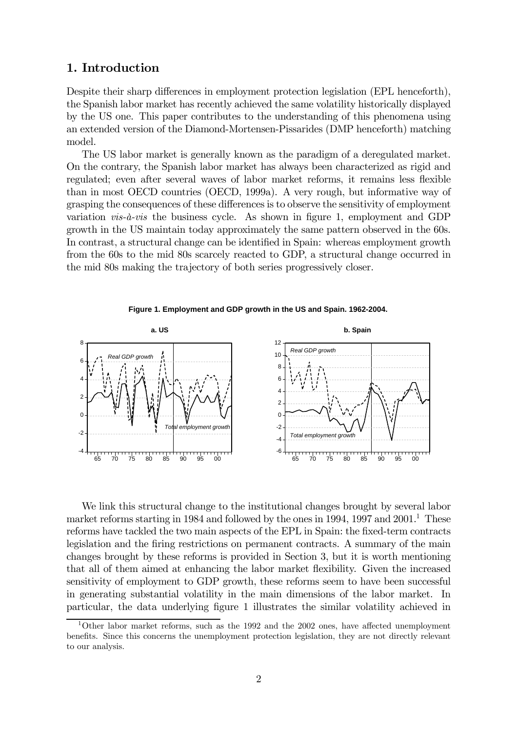## 1. Introduction

Despite their sharp differences in employment protection legislation (EPL henceforth), the Spanish labor market has recently achieved the same volatility historically displayed by the US one. This paper contributes to the understanding of this phenomena using an extended version of the Diamond-Mortensen-Pissarides (DMP henceforth) matching model.

The US labor market is generally known as the paradigm of a deregulated market. On the contrary, the Spanish labor market has always been characterized as rigid and regulated; even after several waves of labor market reforms, it remains less flexible than in most OECD countries (OECD, 1999a). A very rough, but informative way of grasping the consequences of these differences is to observe the sensitivity of employment variation *vis-à-vis* the business cycle. As shown in figure 1, employment and GDP growth in the US maintain today approximately the same pattern observed in the 60s. In contrast, a structural change can be identified in Spain: whereas employment growth from the 60s to the mid 80s scarcely reacted to GDP, a structural change occurred in the mid 80s making the trajectory of both series progressively closer.

**Figure 1. Employment and GDP growth in the US and Spain. 1962-2004.**

We link this structural change to the institutional changes brought by several labor market reforms starting in 1984 and followed by the ones in 1994, 1997 and 2001.[1] These reforms have tackled the two main aspects of the EPL in Spain: the fixed-term contracts legislation and the firing restrictions on permanent contracts. A summary of the main changes brought by these reforms is provided in Section 3, but it is worth mentioning that all of them aimed at enhancing the labor market flexibility. Given the increased sensitivity of employment to GDP growth, these reforms seem to have been successful in generating substantial volatility in the main dimensions of the labor market. In particular, the data underlying figure 1 illustrates the similar volatility achieved in

[1] Other labor market reforms, such as the 1992 and the 2002 ones, have affected unemployment benefits. Since this concerns the unemployment protection legislation, they are not directly relevant to our analysis.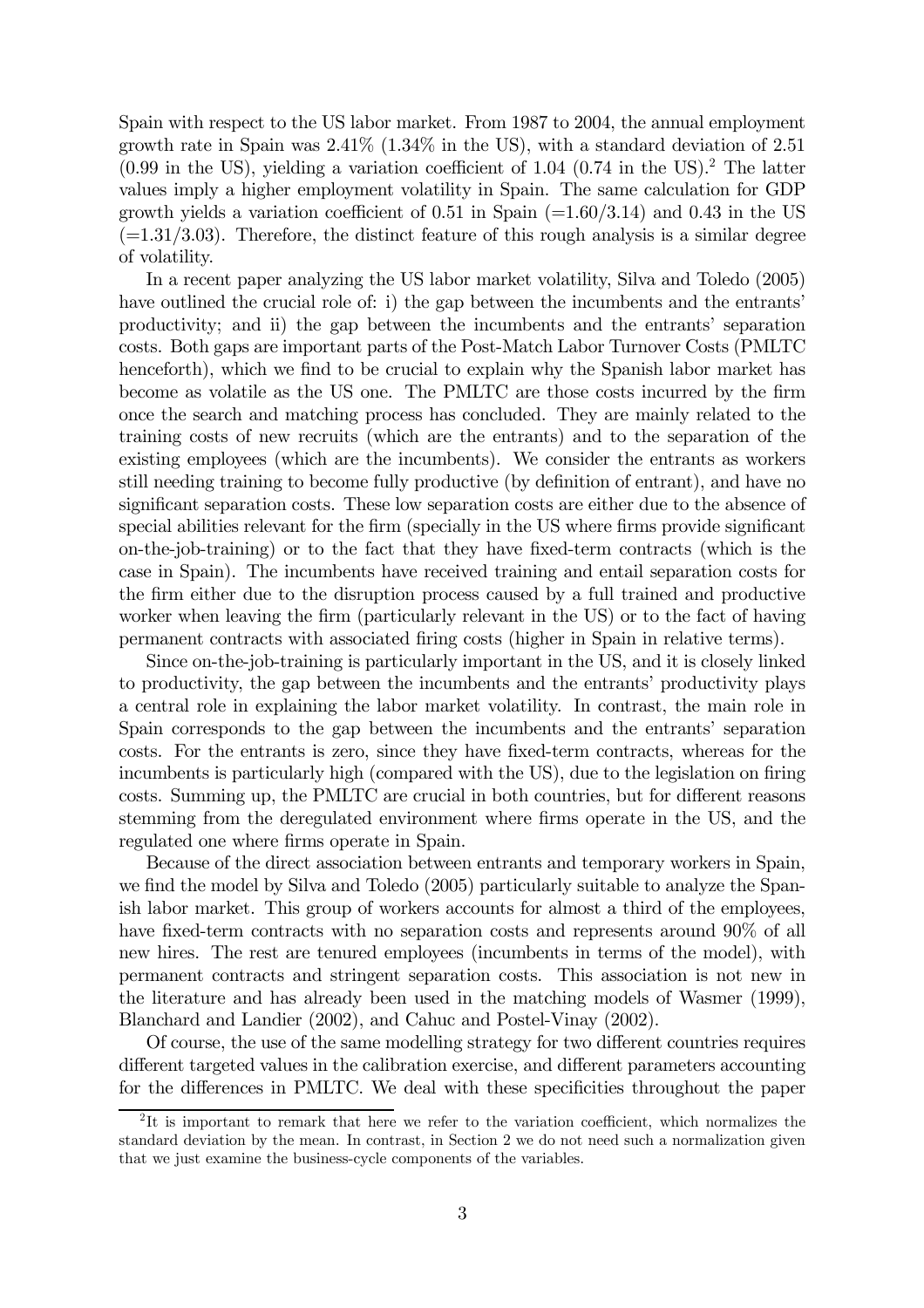Spain with respect to the US labor market. From 1987 to 2004, the annual employment growth rate in Spain was 2.41% (1.34% in the US), with a standard deviation of 2.51 (0.99 in the US), yielding a variation coefficient of 1.04 (0.74 in the US).[2] The latter values imply a higher employment volatility in Spain. The same calculation for GDP growth yields a variation coefficient of 0.51 in Spain (=1.60/3.14) and 0.43 in the US (=1.31/3.03). Therefore, the distinct feature of this rough analysis is a similar degree of volatility.

In a recent paper analyzing the US labor market volatility, Silva and Toledo (2005) have outlined the crucial role of: i) the gap between the incumbents and the entrants' productivity; and ii) the gap between the incumbents and the entrants' separation costs. Both gaps are important parts of the Post-Match Labor Turnover Costs (PMLTC henceforth), which we find to be crucial to explain why the Spanish labor market has become as volatile as the US one. The PMLTC are those costs incurred by the firm once the search and matching process has concluded. They are mainly related to the training costs of new recruits (which are the entrants) and to the separation of the existing employees (which are the incumbents). We consider the entrants as workers still needing training to become fully productive (by definition of entrant), and have no significant separation costs. These low separation costs are either due to the absence of special abilities relevant for the firm (specially in the US where firms provide significant on-the-job-training) or to the fact that they have fixed-term contracts (which is the case in Spain). The incumbents have received training and entail separation costs for the firm either due to the disruption process caused by a full trained and productive worker when leaving the firm (particularly relevant in the US) or to the fact of having permanent contracts with associated firing costs (higher in Spain in relative terms).

Since on-the-job-training is particularly important in the US, and it is closely linked to productivity, the gap between the incumbents and the entrants' productivity plays a central role in explaining the labor market volatility. In contrast, the main role in Spain corresponds to the gap between the incumbents and the entrants' separation costs. For the entrants is zero, since they have fixed-term contracts, whereas for the incumbents is particularly high (compared with the US), due to the legislation on firing costs. Summing up, the PMLTC are crucial in both countries, but for different reasons stemming from the deregulated environment where firms operate in the US, and the regulated one where firms operate in Spain.

Because of the direct association between entrants and temporary workers in Spain, we find the model by Silva and Toledo (2005) particularly suitable to analyze the Spanish labor market. This group of workers accounts for almost a third of the employees, have fixed-term contracts with no separation costs and represents around 90% of all new hires. The rest are tenured employees (incumbents in terms of the model), with permanent contracts and stringent separation costs. This association is not new in the literature and has already been used in the matching models of Wasmer (1999), Blanchard and Landier (2002), and Cahuc and Postel-Vinay (2002).

Of course, the use of the same modelling strategy for two different countries requires different targeted values in the calibration exercise, and different parameters accounting for the differences in PMLTC. We deal with these specificities throughout the paper

[2] It is important to remark that here we refer to the variation coefficient, which normalizes the standard deviation by the mean. In contrast, in Section 2 we do not need such a normalization given that we just examine the business-cycle components of the variables.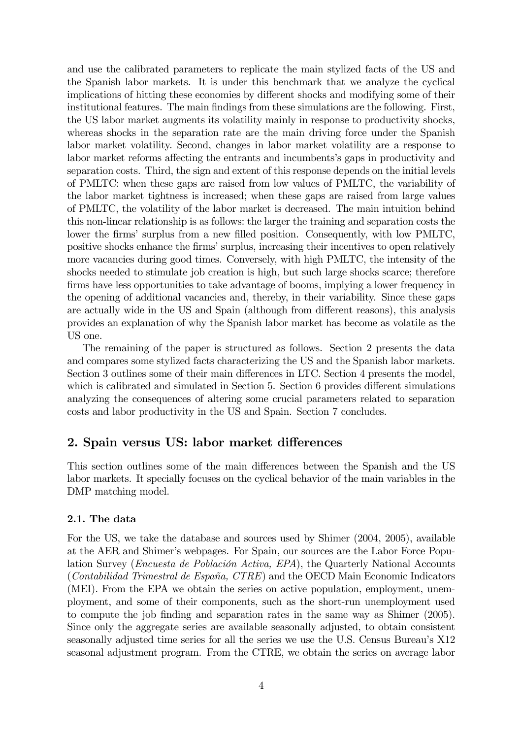and use the calibrated parameters to replicate the main stylized facts of the US and the Spanish labor markets. It is under this benchmark that we analyze the cyclical implications of hitting these economies by different shocks and modifying some of their institutional features. The main findings from these simulations are the following. First, the US labor market augments its volatility mainly in response to productivity shocks, whereas shocks in the separation rate are the main driving force under the Spanish labor market volatility. Second, changes in labor market volatility are a response to labor market reforms affecting the entrants and incumbents's gaps in productivity and separation costs. Third, the sign and extent of this response depends on the initial levels of PMLTC: when these gaps are raised from low values of PMLTC, the variability of the labor market tightness is increased; when these gaps are raised from large values of PMLTC, the volatility of the labor market is decreased. The main intuition behind this non-linear relationship is as follows: the larger the training and separation costs the lower the firms' surplus from a new filled position. Consequently, with low PMLTC, positive shocks enhance the firms' surplus, increasing their incentives to open relatively more vacancies during good times. Conversely, with high PMLTC, the intensity of the shocks needed to stimulate job creation is high, but such large shocks scarce; therefore firms have less opportunities to take advantage of booms, implying a lower frequency in the opening of additional vacancies and, thereby, in their variability. Since these gaps are actually wide in the US and Spain (although from different reasons), this analysis provides an explanation of why the Spanish labor market has become as volatile as the US one.

The remaining of the paper is structured as follows. Section 2 presents the data and compares some stylized facts characterizing the US and the Spanish labor markets. Section 3 outlines some of their main differences in LTC. Section 4 presents the model, which is calibrated and simulated in Section 5. Section 6 provides different simulations analyzing the consequences of altering some crucial parameters related to separation costs and labor productivity in the US and Spain. Section 7 concludes.

## 2. Spain versus US: labor market differences

This section outlines some of the main differences between the Spanish and the US labor markets. It specially focuses on the cyclical behavior of the main variables in the DMP matching model.

### 2.1. The data

For the US, we take the database and sources used by Shimer (2004, 2005), available at the AER and Shimer's webpages. For Spain, our sources are the Labor Force Population Survey (*Encuesta de Población Activa, EPA*), the Quarterly National Accounts (*Contabilidad Trimestral de España, CTRE*) and the OECD Main Economic Indicators (MEI). From the EPA we obtain the series on active population, employment, unemployment, and some of their components, such as the short-run unemployment used to compute the job finding and separation rates in the same way as Shimer (2005). Since only the aggregate series are available seasonally adjusted, to obtain consistent seasonally adjusted time series for all the series we use the U.S. Census Bureau's X12 seasonal adjustment program. From the CTRE, we obtain the series on average labor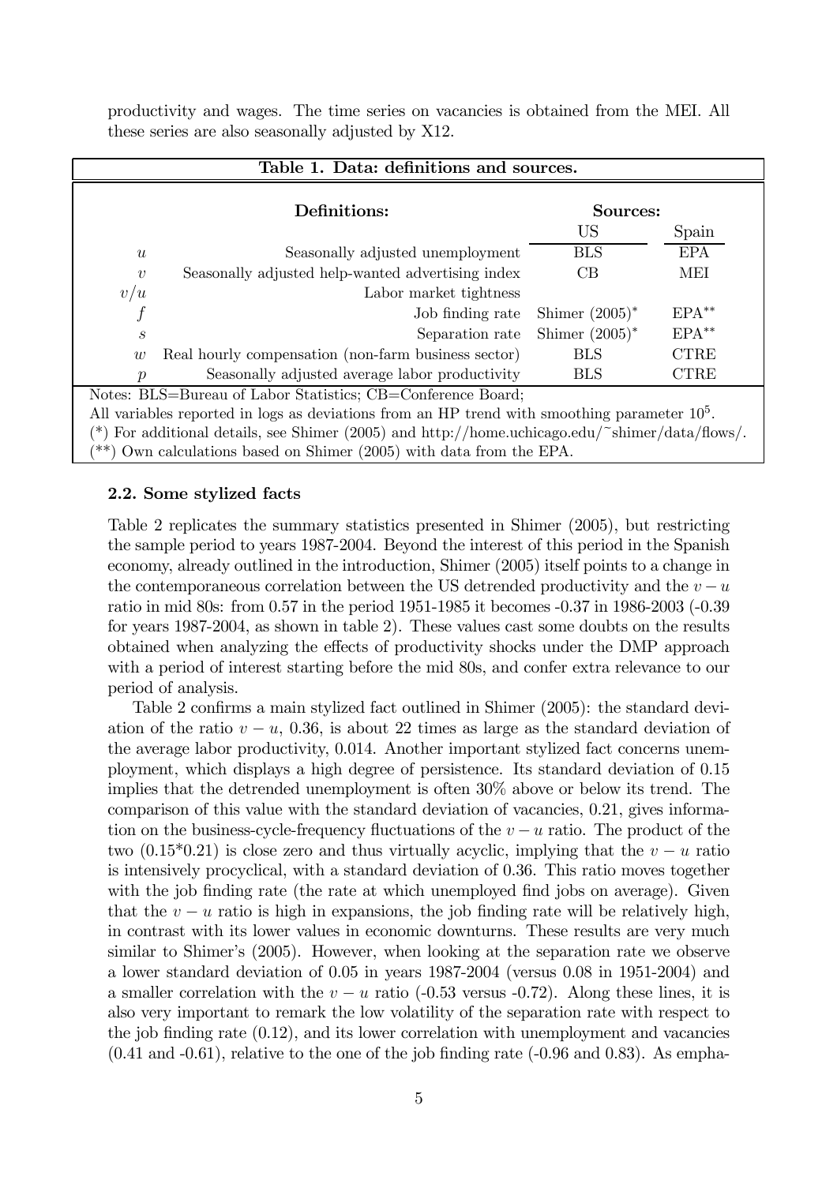productivity and wages. The time series on vacancies is obtained from the MEI. All these series are also seasonally adjusted by X12.

**Table 1. Data: definitions and sources.**

| | Definitions: | Sources: US | Sources: Spain |
|---|---|---|---|
| $u$ | Seasonally adjusted unemployment | BLS | EPA |
| $v$ | Seasonally adjusted help-wanted advertising index | CB | MEI |
| $v/u$ | Labor market tightness | | |
| $f$ | Job finding rate | Shimer (2005)* | EPA** |
| $s$ | Separation rate | Shimer (2005)* | EPA** |
| $w$ | Real hourly compensation (non-farm business sector) | BLS | CTRE |
| $p$ | Seasonally adjusted average labor productivity | BLS | CTRE |

Notes: BLS=Bureau of Labor Statistics; CB=Conference Board;
All variables reported in logs as deviations from an HP trend with smoothing parameter $10^5$.
(*) For additional details, see Shimer (2005) and http://home.uchicago.edu/~shimer/data/flows/.
(**) Own calculations based on Shimer (2005) with data from the EPA.

### 2.2. Some stylized facts

Table 2 replicates the summary statistics presented in Shimer (2005), but restricting the sample period to years 1987-2004. Beyond the interest of this period in the Spanish economy, already outlined in the introduction, Shimer (2005) itself points to a change in the contemporaneous correlation between the US detrended productivity and the $v-u$ ratio in mid 80s: from 0.57 in the period 1951-1985 it becomes -0.37 in 1986-2003 (-0.39 for years 1987-2004, as shown in table 2). These values cast some doubts on the results obtained when analyzing the effects of productivity shocks under the DMP approach with a period of interest starting before the mid 80s, and confer extra relevance to our period of analysis.

Table 2 confirms a main stylized fact outlined in Shimer (2005): the standard deviation of the ratio $v-u$, 0.36, is about 22 times as large as the standard deviation of the average labor productivity, 0.014. Another important stylized fact concerns unemployment, which displays a high degree of persistence. Its standard deviation of 0.15 implies that the detrended unemployment is often 30% above or below its trend. The comparison of this value with the standard deviation of vacancies, 0.21, gives information on the business-cycle-frequency fluctuations of the $v-u$ ratio. The product of the two (0.15*0.21) is close zero and thus virtually acyclic, implying that the $v-u$ ratio is intensively procyclical, with a standard deviation of 0.36. This ratio moves together with the job finding rate (the rate at which unemployed find jobs on average). Given that the $v-u$ ratio is high in expansions, the job finding rate will be relatively high, in contrast with its lower values in economic downturns. These results are very much similar to Shimer's (2005). However, when looking at the separation rate we observe a lower standard deviation of 0.05 in years 1987-2004 (versus 0.08 in 1951-2004) and a smaller correlation with the $v-u$ ratio (-0.53 versus -0.72). Along these lines, it is also very important to remark the low volatility of the separation rate with respect to the job finding rate (0.12), and its lower correlation with unemployment and vacancies (0.41 and -0.61), relative to the one of the job finding rate (-0.96 and 0.83). As empha-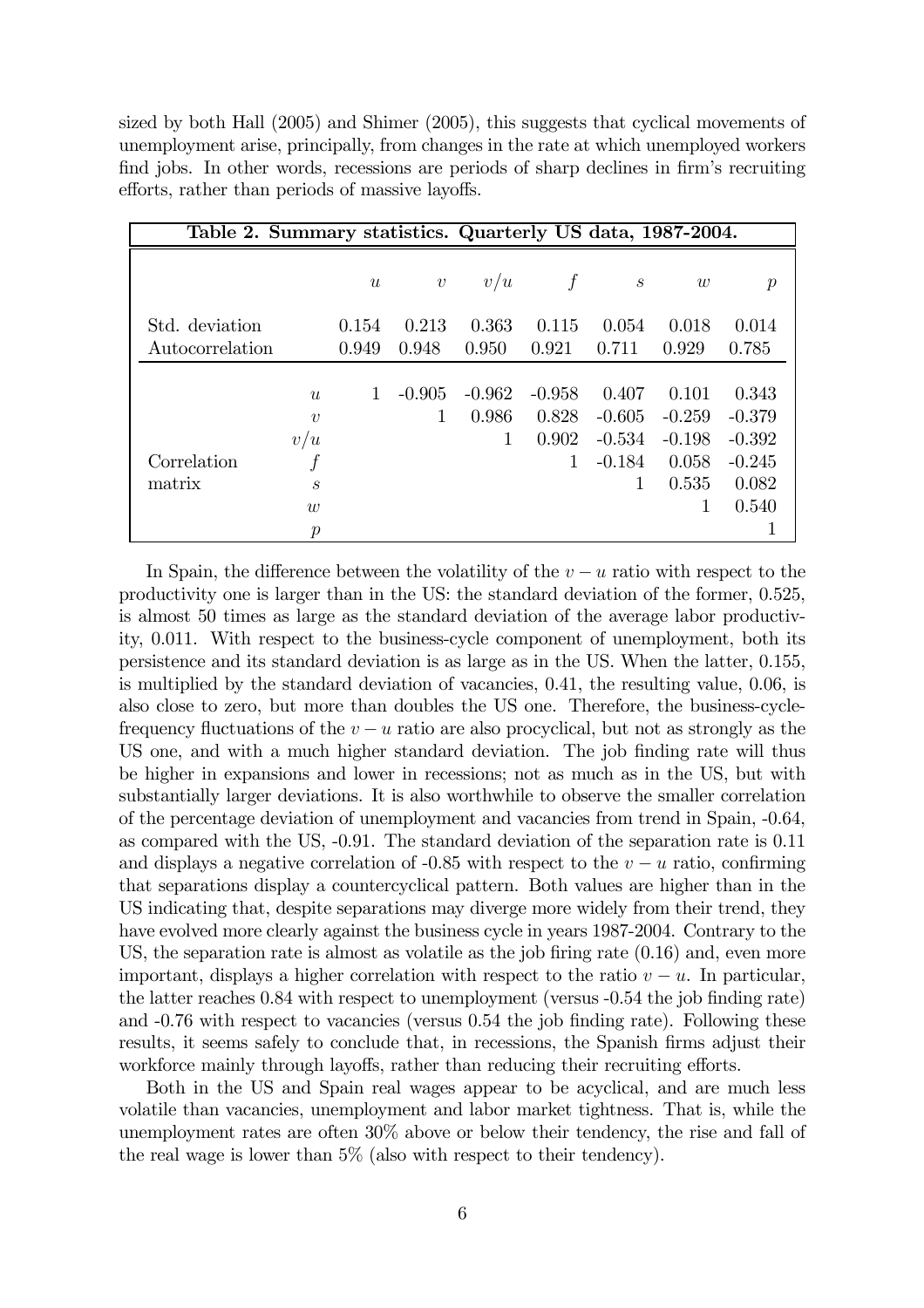sized by both Hall (2005) and Shimer (2005), this suggests that cyclical movements of unemployment arise, principally, from changes in the rate at which unemployed workers find jobs. In other words, recessions are periods of sharp declines in firm's recruiting efforts, rather than periods of massive layoffs.

**Table 2. Summary statistics. Quarterly US data, 1987-2004.**

| | | $u$ | $v$ | $v/u$ | $f$ | $s$ | $w$ | $p$ |
|---|---|---|---|---|---|---|---|---|
| Std. deviation | | 0.154 | 0.213 | 0.363 | 0.115 | 0.054 | 0.018 | 0.014 |
| Autocorrelation | | 0.949 | 0.948 | 0.950 | 0.921 | 0.711 | 0.929 | 0.785 |
| | $u$ | 1 | -0.905 | -0.962 | -0.958 | 0.407 | 0.101 | 0.343 |
| | $v$ | | 1 | 0.986 | 0.828 | -0.605 | -0.259 | -0.379 |
| | $v/u$ | | | 1 | 0.902 | -0.534 | -0.198 | -0.392 |
| Correlation | $f$ | | | | 1 | -0.184 | 0.058 | -0.245 |
| matrix | $s$ | | | | | 1 | 0.535 | 0.082 |
| | $w$ | | | | | | 1 | 0.540 |
| | $p$ | | | | | | | 1 |

In Spain, the difference between the volatility of the $v-u$ ratio with respect to the productivity one is larger than in the US: the standard deviation of the former, 0.525, is almost 50 times as large as the standard deviation of the average labor productivity, 0.011. With respect to the business-cycle component of unemployment, both its persistence and its standard deviation is as large as in the US. When the latter, 0.155, is multiplied by the standard deviation of vacancies, 0.41, the resulting value, 0.06, is also close to zero, but more than doubles the US one. Therefore, the business-cycle-frequency fluctuations of the $v-u$ ratio are also procyclical, but not as strongly as the US one, and with a much higher standard deviation. The job finding rate will thus be higher in expansions and lower in recessions; not as much as in the US, but with substantially larger deviations. It is also worthwhile to observe the smaller correlation of the percentage deviation of unemployment and vacancies from trend in Spain, -0.64, as compared with the US, -0.91. The standard deviation of the separation rate is 0.11 and displays a negative correlation of -0.85 with respect to the $v-u$ ratio, confirming that separations display a countercyclical pattern. Both values are higher than in the US indicating that, despite separations may diverge more widely from their trend, they have evolved more clearly against the business cycle in years 1987-2004. Contrary to the US, the separation rate is almost as volatile as the job firing rate (0.16) and, even more important, displays a higher correlation with respect to the ratio $v-u$. In particular, the latter reaches 0.84 with respect to unemployment (versus -0.54 the job finding rate) and -0.76 with respect to vacancies (versus 0.54 the job finding rate). Following these results, it seems safely to conclude that, in recessions, the Spanish firms adjust their workforce mainly through layoffs, rather than reducing their recruiting efforts.

Both in the US and Spain real wages appear to be acyclical, and are much less volatile than vacancies, unemployment and labor market tightness. That is, while the unemployment rates are often 30% above or below their tendency, the rise and fall of the real wage is lower than 5% (also with respect to their tendency).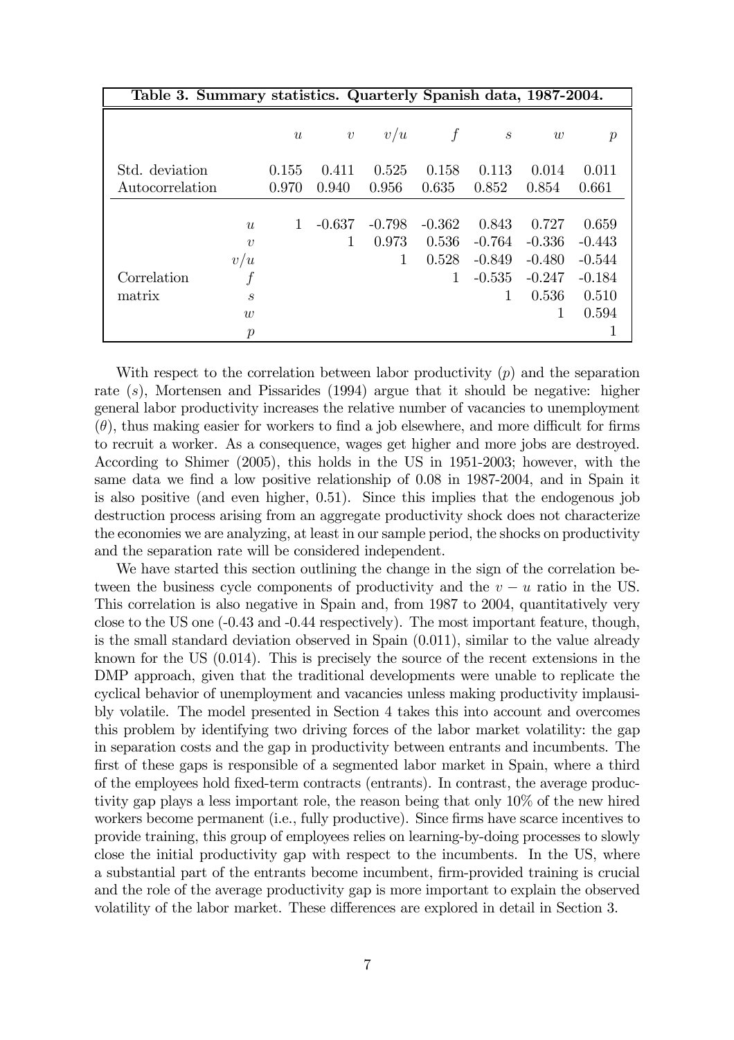**Table 3. Summary statistics. Quarterly Spanish data, 1987-2004.**

| | | $u$ | $v$ | $v/u$ | $f$ | $s$ | $w$ | $p$ |
|---|---|---|---|---|---|---|---|---|
| Std. deviation | | 0.155 | 0.411 | 0.525 | 0.158 | 0.113 | 0.014 | 0.011 |
| Autocorrelation | | 0.970 | 0.940 | 0.956 | 0.635 | 0.852 | 0.854 | 0.661 |
| | $u$ | 1 | -0.637 | -0.798 | -0.362 | 0.843 | 0.727 | 0.659 |
| | $v$ | | 1 | 0.973 | 0.536 | -0.764 | -0.336 | -0.443 |
| | $v/u$ | | | 1 | 0.528 | -0.849 | -0.480 | -0.544 |
| Correlation | $f$ | | | | 1 | -0.535 | -0.247 | -0.184 |
| matrix | $s$ | | | | | 1 | 0.536 | 0.510 |
| | $w$ | | | | | | 1 | 0.594 |
| | $p$ | | | | | | | 1 |

With respect to the correlation between labor productivity ($p$) and the separation rate ($s$), Mortensen and Pissarides (1994) argue that it should be negative: higher general labor productivity increases the relative number of vacancies to unemployment ($\theta$), thus making easier for workers to find a job elsewhere, and more difficult for firms to recruit a worker. As a consequence, wages get higher and more jobs are destroyed. According to Shimer (2005), this holds in the US in 1951-2003; however, with the same data we find a low positive relationship of 0.08 in 1987-2004, and in Spain it is also positive (and even higher, 0.51). Since this implies that the endogenous job destruction process arising from an aggregate productivity shock does not characterize the economies we are analyzing, at least in our sample period, the shocks on productivity and the separation rate will be considered independent.

We have started this section outlining the change in the sign of the correlation between the business cycle components of productivity and the $v-u$ ratio in the US. This correlation is also negative in Spain and, from 1987 to 2004, quantitatively very close to the US one (-0.43 and -0.44 respectively). The most important feature, though, is the small standard deviation observed in Spain (0.011), similar to the value already known for the US (0.014). This is precisely the source of the recent extensions in the DMP approach, given that the traditional developments were unable to replicate the cyclical behavior of unemployment and vacancies unless making productivity implausibly volatile. The model presented in Section 4 takes this into account and overcomes this problem by identifying two driving forces of the labor market volatility: the gap in separation costs and the gap in productivity between entrants and incumbents. The first of these gaps is responsible of a segmented labor market in Spain, where a third of the employees hold fixed-term contracts (entrants). In contrast, the average productivity gap plays a less important role, the reason being that only 10% of the new hired workers become permanent (i.e., fully productive). Since firms have scarce incentives to provide training, this group of employees relies on learning-by-doing processes to slowly close the initial productivity gap with respect to the incumbents. In the US, where a substantial part of the entrants become incumbent, firm-provided training is crucial and the role of the average productivity gap is more important to explain the observed volatility of the labor market. These differences are explored in detail in Section 3.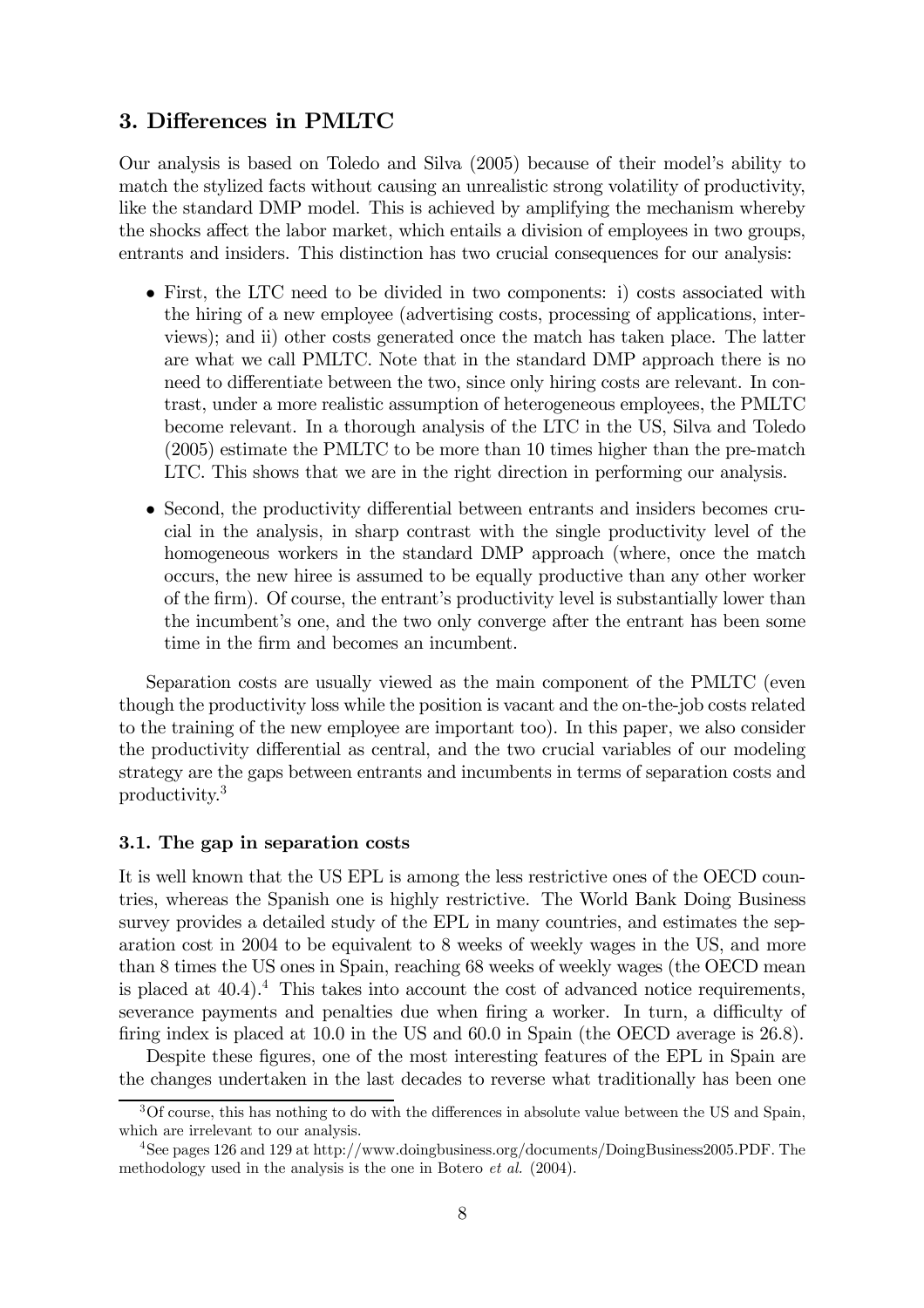## 3. Differences in PMLTC

Our analysis is based on Toledo and Silva (2005) because of their model's ability to match the stylized facts without causing an unrealistic strong volatility of productivity, like the standard DMP model. This is achieved by amplifying the mechanism whereby the shocks affect the labor market, which entails a division of employees in two groups, entrants and insiders. This distinction has two crucial consequences for our analysis:

- First, the LTC need to be divided in two components: i) costs associated with the hiring of a new employee (advertising costs, processing of applications, interviews); and ii) other costs generated once the match has taken place. The latter are what we call PMLTC. Note that in the standard DMP approach there is no need to differentiate between the two, since only hiring costs are relevant. In contrast, under a more realistic assumption of heterogeneous employees, the PMLTC become relevant. In a thorough analysis of the LTC in the US, Silva and Toledo (2005) estimate the PMLTC to be more than 10 times higher than the pre-match LTC. This shows that we are in the right direction in performing our analysis.
- Second, the productivity differential between entrants and insiders becomes crucial in the analysis, in sharp contrast with the single productivity level of the homogeneous workers in the standard DMP approach (where, once the match occurs, the new hiree is assumed to be equally productive than any other worker of the firm). Of course, the entrant's productivity level is substantially lower than the incumbent's one, and the two only converge after the entrant has been some time in the firm and becomes an incumbent.

Separation costs are usually viewed as the main component of the PMLTC (even though the productivity loss while the position is vacant and the on-the-job costs related to the training of the new employee are important too). In this paper, we also consider the productivity differential as central, and the two crucial variables of our modeling strategy are the gaps between entrants and incumbents in terms of separation costs and productivity.[3]

### 3.1. The gap in separation costs

It is well known that the US EPL is among the less restrictive ones of the OECD countries, whereas the Spanish one is highly restrictive. The World Bank Doing Business survey provides a detailed study of the EPL in many countries, and estimates the separation cost in 2004 to be equivalent to 8 weeks of weekly wages in the US, and more than 8 times the US ones in Spain, reaching 68 weeks of weekly wages (the OECD mean is placed at 40.4).[4] This takes into account the cost of advanced notice requirements, severance payments and penalties due when firing a worker. In turn, a difficulty of firing index is placed at 10.0 in the US and 60.0 in Spain (the OECD average is 26.8).

Despite these figures, one of the most interesting features of the EPL in Spain are the changes undertaken in the last decades to reverse what traditionally has been one

[3] Of course, this has nothing to do with the differences in absolute value between the US and Spain, which are irrelevant to our analysis.

[4] See pages 126 and 129 at http://www.doingbusiness.org/documents/DoingBusiness2005.PDF. The methodology used in the analysis is the one in Botero *et al.* (2004).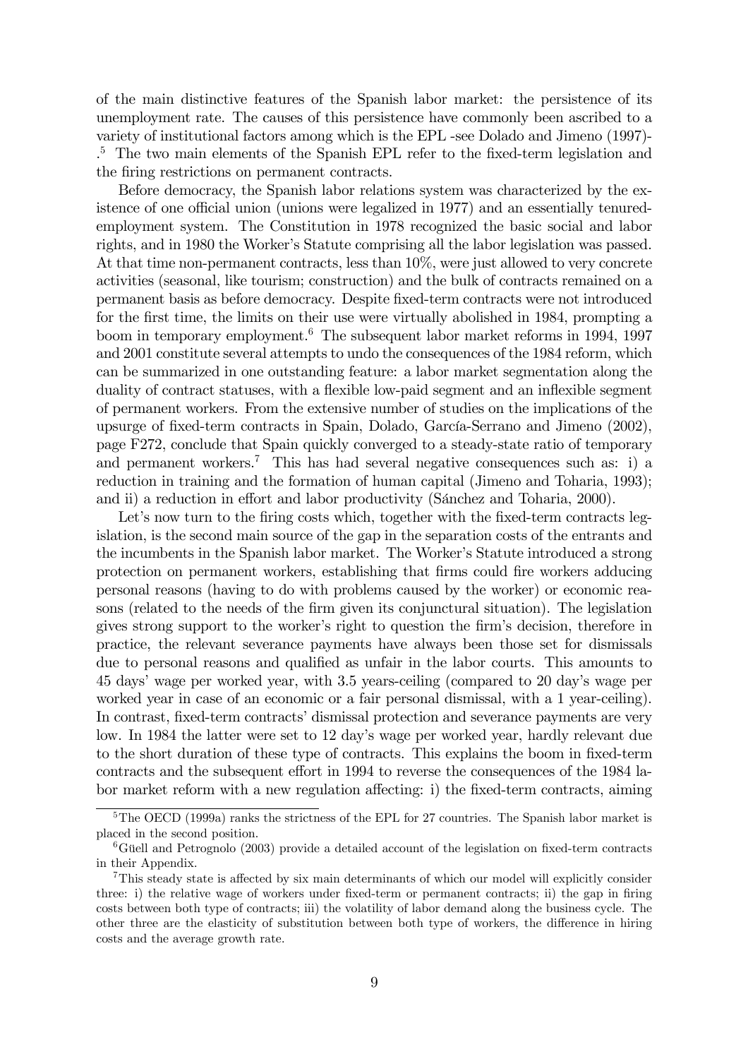of the main distinctive features of the Spanish labor market: the persistence of its unemployment rate. The causes of this persistence have commonly been ascribed to a variety of institutional factors among which is the EPL -see Dolado and Jimeno (1997)-.[5] The two main elements of the Spanish EPL refer to the fixed-term legislation and the firing restrictions on permanent contracts.

Before democracy, the Spanish labor relations system was characterized by the existence of one official union (unions were legalized in 1977) and an essentially tenured-employment system. The Constitution in 1978 recognized the basic social and labor rights, and in 1980 the Worker's Statute comprising all the labor legislation was passed. At that time non-permanent contracts, less than 10%, were just allowed to very concrete activities (seasonal, like tourism; construction) and the bulk of contracts remained on a permanent basis as before democracy. Despite fixed-term contracts were not introduced for the first time, the limits on their use were virtually abolished in 1984, prompting a boom in temporary employment.[6] The subsequent labor market reforms in 1994, 1997 and 2001 constitute several attempts to undo the consequences of the 1984 reform, which can be summarized in one outstanding feature: a labor market segmentation along the duality of contract statuses, with a flexible low-paid segment and an inflexible segment of permanent workers. From the extensive number of studies on the implications of the upsurge of fixed-term contracts in Spain, Dolado, García-Serrano and Jimeno (2002), page F272, conclude that Spain quickly converged to a steady-state ratio of temporary and permanent workers.[7] This has had several negative consequences such as: i) a reduction in training and the formation of human capital (Jimeno and Toharia, 1993); and ii) a reduction in effort and labor productivity (Sánchez and Toharia, 2000).

Let's now turn to the firing costs which, together with the fixed-term contracts legislation, is the second main source of the gap in the separation costs of the entrants and the incumbents in the Spanish labor market. The Worker's Statute introduced a strong protection on permanent workers, establishing that firms could fire workers adducing personal reasons (having to do with problems caused by the worker) or economic reasons (related to the needs of the firm given its conjunctural situation). The legislation gives strong support to the worker's right to question the firm's decision, therefore in practice, the relevant severance payments have always been those set for dismissals due to personal reasons and qualified as unfair in the labor courts. This amounts to 45 days' wage per worked year, with 3.5 years-ceiling (compared to 20 day's wage per worked year in case of an economic or a fair personal dismissal, with a 1 year-ceiling). In contrast, fixed-term contracts' dismissal protection and severance payments are very low. In 1984 the latter were set to 12 day's wage per worked year, hardly relevant due to the short duration of these type of contracts. This explains the boom in fixed-term contracts and the subsequent effort in 1994 to reverse the consequences of the 1984 labor market reform with a new regulation affecting: i) the fixed-term contracts, aiming

[5] The OECD (1999a) ranks the strictness of the EPL for 27 countries. The Spanish labor market is placed in the second position.

[6] Güell and Petrognolo (2003) provide a detailed account of the legislation on fixed-term contracts in their Appendix.

[7] This steady state is affected by six main determinants of which our model will explicitly consider three: i) the relative wage of workers under fixed-term or permanent contracts; ii) the gap in firing costs between both type of contracts; iii) the volatility of labor demand along the business cycle. The other three are the elasticity of substitution between both type of workers, the difference in hiring costs and the average growth rate.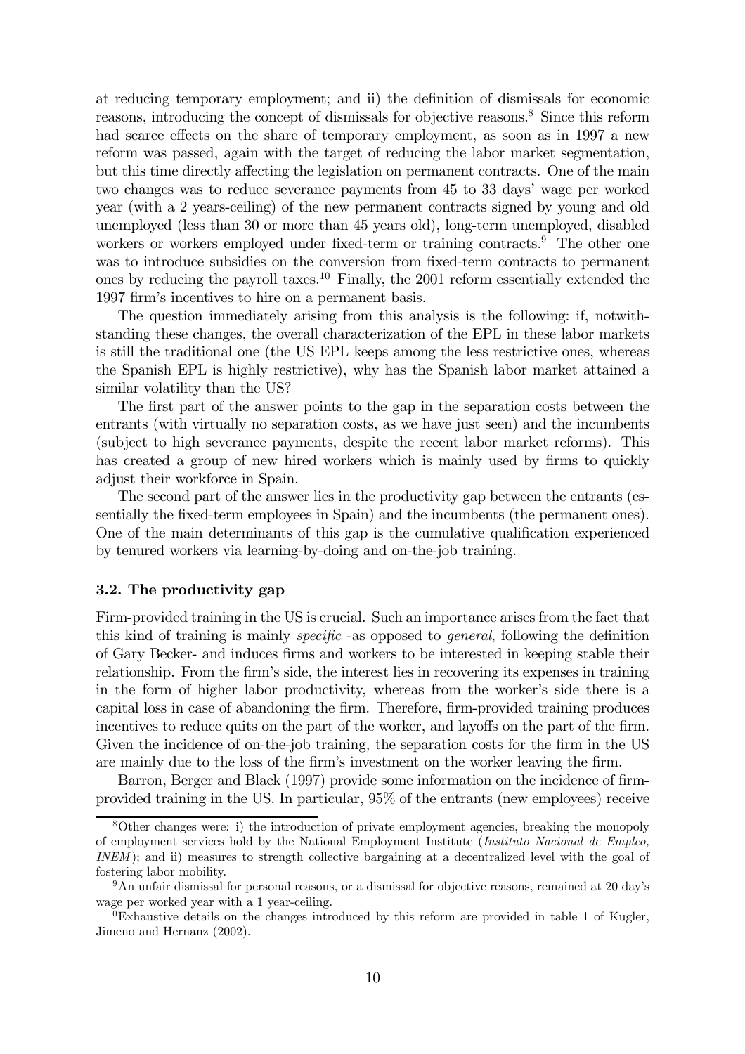at reducing temporary employment; and ii) the definition of dismissals for economic reasons, introducing the concept of dismissals for objective reasons.[8] Since this reform had scarce effects on the share of temporary employment, as soon as in 1997 a new reform was passed, again with the target of reducing the labor market segmentation, but this time directly affecting the legislation on permanent contracts. One of the main two changes was to reduce severance payments from 45 to 33 days' wage per worked year (with a 2 years-ceiling) of the new permanent contracts signed by young and old unemployed (less than 30 or more than 45 years old), long-term unemployed, disabled workers or workers employed under fixed-term or training contracts.[9] The other one was to introduce subsidies on the conversion from fixed-term contracts to permanent ones by reducing the payroll taxes.[10] Finally, the 2001 reform essentially extended the 1997 firm's incentives to hire on a permanent basis.

The question immediately arising from this analysis is the following: if, notwithstanding these changes, the overall characterization of the EPL in these labor markets is still the traditional one (the US EPL keeps among the less restrictive ones, whereas the Spanish EPL is highly restrictive), why has the Spanish labor market attained a similar volatility than the US?

The first part of the answer points to the gap in the separation costs between the entrants (with virtually no separation costs, as we have just seen) and the incumbents (subject to high severance payments, despite the recent labor market reforms). This has created a group of new hired workers which is mainly used by firms to quickly adjust their workforce in Spain.

The second part of the answer lies in the productivity gap between the entrants (essentially the fixed-term employees in Spain) and the incumbents (the permanent ones). One of the main determinants of this gap is the cumulative qualification experienced by tenured workers via learning-by-doing and on-the-job training.

### 3.2. The productivity gap

Firm-provided training in the US is crucial. Such an importance arises from the fact that this kind of training is mainly *specific* -as opposed to *general*, following the definition of Gary Becker- and induces firms and workers to be interested in keeping stable their relationship. From the firm's side, the interest lies in recovering its expenses in training in the form of higher labor productivity, whereas from the worker's side there is a capital loss in case of abandoning the firm. Therefore, firm-provided training produces incentives to reduce quits on the part of the worker, and layoffs on the part of the firm. Given the incidence of on-the-job training, the separation costs for the firm in the US are mainly due to the loss of the firm's investment on the worker leaving the firm.

Barron, Berger and Black (1997) provide some information on the incidence of firm-provided training in the US. In particular, 95% of the entrants (new employees) receive

---

[8] Other changes were: i) the introduction of private employment agencies, breaking the monopoly of employment services hold by the National Employment Institute (*Instituto Nacional de Empleo, INEM*); and ii) measures to strength collective bargaining at a decentralized level with the goal of fostering labor mobility.

[9] An unfair dismissal for personal reasons, or a dismissal for objective reasons, remained at 20 day's wage per worked year with a 1 year-ceiling.

[10] Exhaustive details on the changes introduced by this reform are provided in table 1 of Kugler, Jimeno and Hernanz (2002).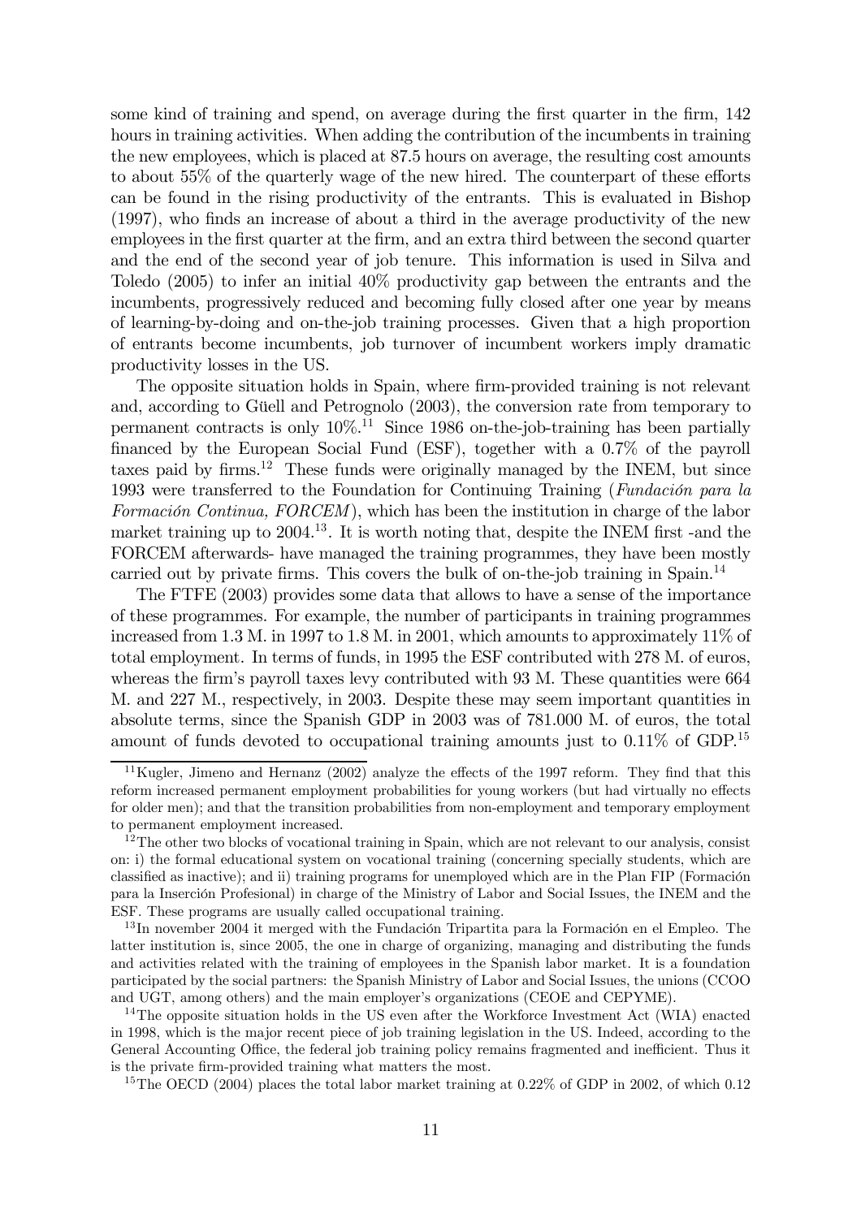some kind of training and spend, on average during the first quarter in the firm, 142 hours in training activities. When adding the contribution of the incumbents in training the new employees, which is placed at 87.5 hours on average, the resulting cost amounts to about 55% of the quarterly wage of the new hired. The counterpart of these efforts can be found in the rising productivity of the entrants. This is evaluated in Bishop (1997), who finds an increase of about a third in the average productivity of the new employees in the first quarter at the firm, and an extra third between the second quarter and the end of the second year of job tenure. This information is used in Silva and Toledo (2005) to infer an initial 40% productivity gap between the entrants and the incumbents, progressively reduced and becoming fully closed after one year by means of learning-by-doing and on-the-job training processes. Given that a high proportion of entrants become incumbents, job turnover of incumbent workers imply dramatic productivity losses in the US.

The opposite situation holds in Spain, where firm-provided training is not relevant and, according to Güell and Petrognolo (2003), the conversion rate from temporary to permanent contracts is only 10%.[11] Since 1986 on-the-job-training has been partially financed by the European Social Fund (ESF), together with a 0.7% of the payroll taxes paid by firms.[12] These funds were originally managed by the INEM, but since 1993 were transferred to the Foundation for Continuing Training (*Fundación para la Formación Continua, FORCEM*), which has been the institution in charge of the labor market training up to 2004.[13]. It is worth noting that, despite the INEM first -and the FORCEM afterwards- have managed the training programmes, they have been mostly carried out by private firms. This covers the bulk of on-the-job training in Spain.[14]

The FTFE (2003) provides some data that allows to have a sense of the importance of these programmes. For example, the number of participants in training programmes increased from 1.3 M. in 1997 to 1.8 M. in 2001, which amounts to approximately 11% of total employment. In terms of funds, in 1995 the ESF contributed with 278 M. of euros, whereas the firm's payroll taxes levy contributed with 93 M. These quantities were 664 M. and 227 M., respectively, in 2003. Despite these may seem important quantities in absolute terms, since the Spanish GDP in 2003 was of 781.000 M. of euros, the total amount of funds devoted to occupational training amounts just to 0.11% of GDP.[15]

[11] Kugler, Jimeno and Hernanz (2002) analyze the effects of the 1997 reform. They find that this reform increased permanent employment probabilities for young workers (but had virtually no effects for older men); and that the transition probabilities from non-employment and temporary employment to permanent employment increased.

[12] The other two blocks of vocational training in Spain, which are not relevant to our analysis, consist on: i) the formal educational system on vocational training (concerning specially students, which are classified as inactive); and ii) training programs for unemployed which are in the Plan FIP (Formación para la Inserción Profesional) in charge of the Ministry of Labor and Social Issues, the INEM and the ESF. These programs are usually called occupational training.

[13] In november 2004 it merged with the Fundación Tripartita para la Formación en el Empleo. The latter institution is, since 2005, the one in charge of organizing, managing and distributing the funds and activities related with the training of employees in the Spanish labor market. It is a foundation participated by the social partners: the Spanish Ministry of Labor and Social Issues, the unions (CCOO and UGT, among others) and the main employer's organizations (CEOE and CEPYME).

[14] The opposite situation holds in the US even after the Workforce Investment Act (WIA) enacted in 1998, which is the major recent piece of job training legislation in the US. Indeed, according to the General Accounting Office, the federal job training policy remains fragmented and inefficient. Thus it is the private firm-provided training what matters the most.

[15] The OECD (2004) places the total labor market training at 0.22% of GDP in 2002, of which 0.12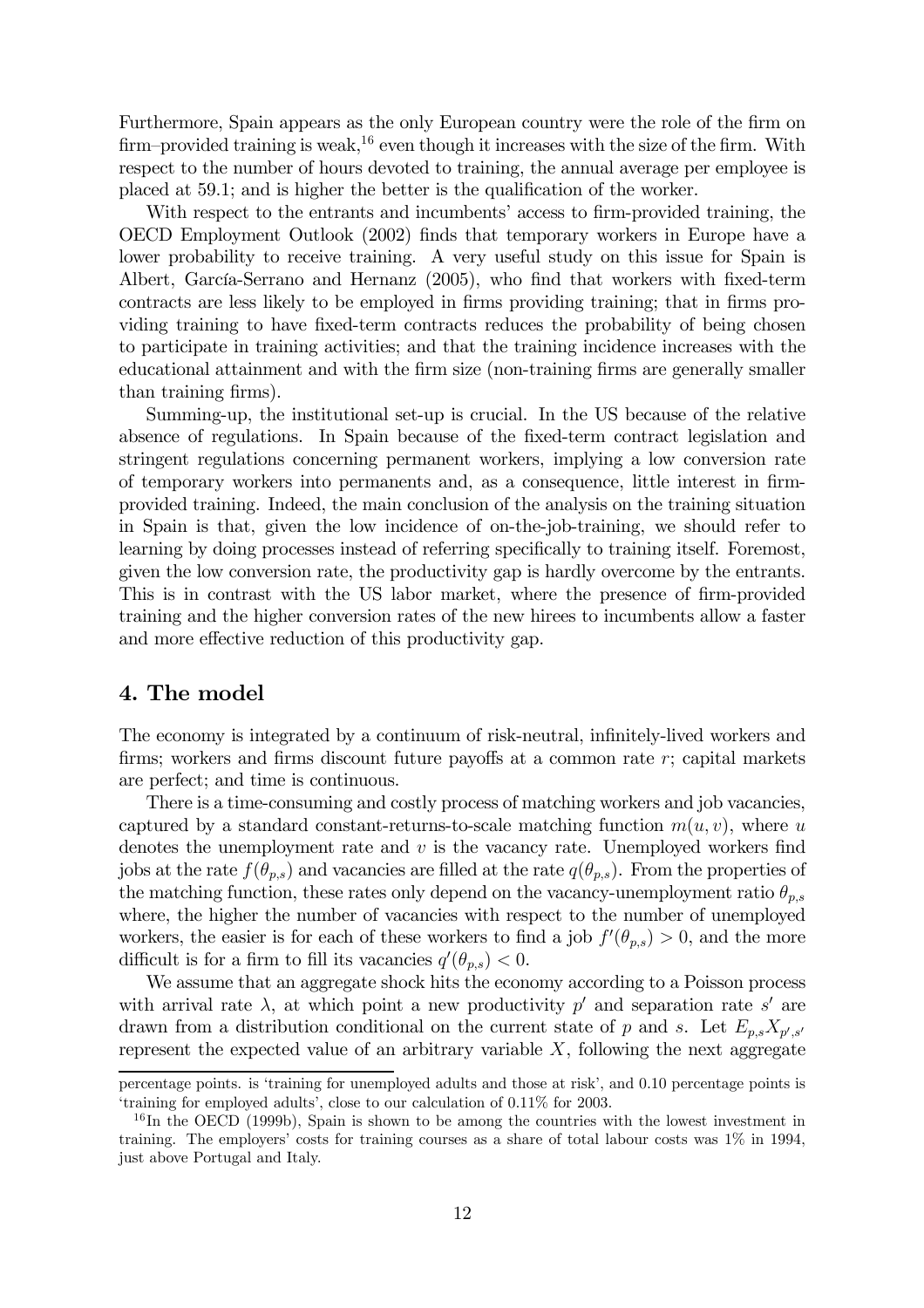Furthermore, Spain appears as the only European country were the role of the firm on firm–provided training is weak,[16] even though it increases with the size of the firm. With respect to the number of hours devoted to training, the annual average per employee is placed at 59.1; and is higher the better is the qualification of the worker.

With respect to the entrants and incumbents' access to firm-provided training, the OECD Employment Outlook (2002) finds that temporary workers in Europe have a lower probability to receive training. A very useful study on this issue for Spain is Albert, García-Serrano and Hernanz (2005), who find that workers with fixed-term contracts are less likely to be employed in firms providing training; that in firms providing training to have fixed-term contracts reduces the probability of being chosen to participate in training activities; and that the training incidence increases with the educational attainment and with the firm size (non-training firms are generally smaller than training firms).

Summing-up, the institutional set-up is crucial. In the US because of the relative absence of regulations. In Spain because of the fixed-term contract legislation and stringent regulations concerning permanent workers, implying a low conversion rate of temporary workers into permanents and, as a consequence, little interest in firm-provided training. Indeed, the main conclusion of the analysis on the training situation in Spain is that, given the low incidence of on-the-job-training, we should refer to learning by doing processes instead of referring specifically to training itself. Foremost, given the low conversion rate, the productivity gap is hardly overcome by the entrants. This is in contrast with the US labor market, where the presence of firm-provided training and the higher conversion rates of the new hirees to incumbents allow a faster and more effective reduction of this productivity gap.

## 4. The model

The economy is integrated by a continuum of risk-neutral, infinitely-lived workers and firms; workers and firms discount future payoffs at a common rate $r$; capital markets are perfect; and time is continuous.

There is a time-consuming and costly process of matching workers and job vacancies, captured by a standard constant-returns-to-scale matching function $m(u, v)$, where $u$ denotes the unemployment rate and $v$ is the vacancy rate. Unemployed workers find jobs at the rate $f(\theta_{p,s})$ and vacancies are filled at the rate $q(\theta_{p,s})$. From the properties of the matching function, these rates only depend on the vacancy-unemployment ratio $\theta_{p,s}$ where, the higher the number of vacancies with respect to the number of unemployed workers, the easier is for each of these workers to find a job $f'(\theta_{p,s}) > 0$, and the more difficult is for a firm to fill its vacancies $q'(\theta_{p,s}) < 0$.

We assume that an aggregate shock hits the economy according to a Poisson process with arrival rate $\lambda$, at which point a new productivity $p'$ and separation rate $s'$ are drawn from a distribution conditional on the current state of $p$ and $s$. Let $E_{p,s}X_{p',s'}$ represent the expected value of an arbitrary variable $X$, following the next aggregate

percentage points. is 'training for unemployed adults and those at risk', and 0.10 percentage points is 'training for employed adults', close to our calculation of 0.11% for 2003.

[16] In the OECD (1999b), Spain is shown to be among the countries with the lowest investment in training. The employers' costs for training courses as a share of total labour costs was 1% in 1994, just above Portugal and Italy.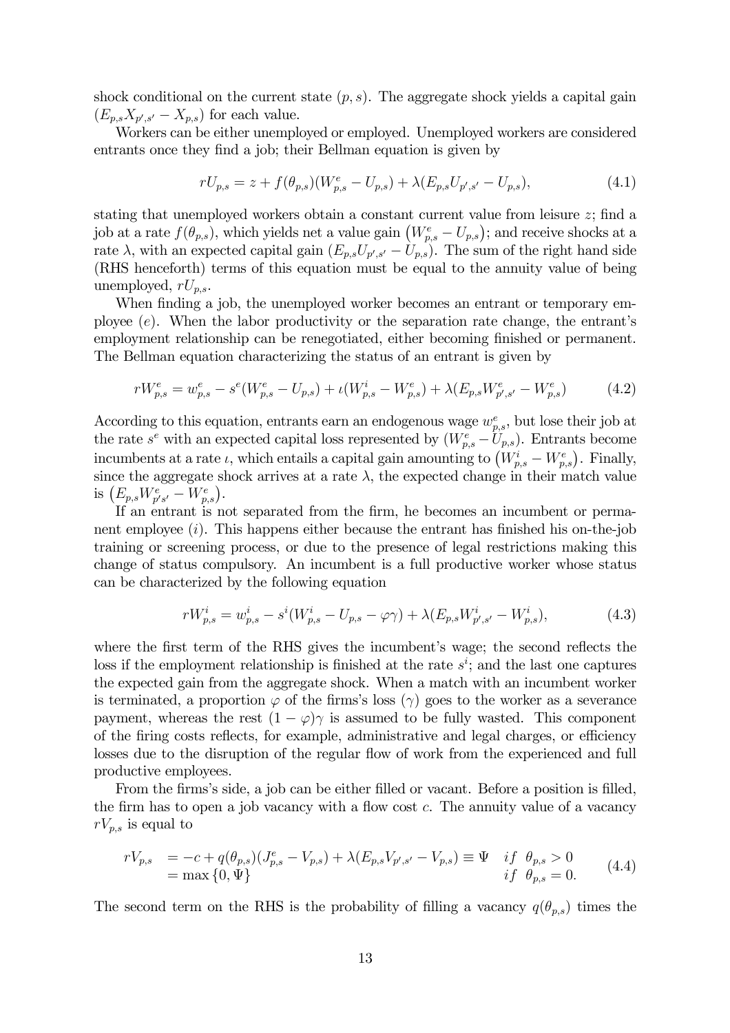shock conditional on the current state $(p, s)$. The aggregate shock yields a capital gain $(E_{p,s}X_{p',s'} - X_{p,s})$ for each value.

Workers can be either unemployed or employed. Unemployed workers are considered entrants once they find a job; their Bellman equation is given by

$$rU_{p,s} = z + f(\theta_{p,s})(W^e_{p,s} - U_{p,s}) + \lambda(E_{p,s}U_{p',s'} - U_{p,s}), \tag{4.1}$$

stating that unemployed workers obtain a constant current value from leisure $z$; find a job at a rate $f(\theta_{p,s})$, which yields net a value gain $\left(W^e_{p,s} - U_{p,s}\right)$; and receive shocks at a rate $\lambda$, with an expected capital gain $(E_{p,s}U_{p',s'} - U_{p,s})$. The sum of the right hand side (RHS henceforth) terms of this equation must be equal to the annuity value of being unemployed, $rU_{p,s}$.

When finding a job, the unemployed worker becomes an entrant or temporary employee $(e)$. When the labor productivity or the separation rate change, the entrant's employment relationship can be renegotiated, either becoming finished or permanent. The Bellman equation characterizing the status of an entrant is given by

$$rW^e_{p,s} = w^e_{p,s} - s^e(W^e_{p,s} - U_{p,s}) + \iota(W^i_{p,s} - W^e_{p,s}) + \lambda(E_{p,s}W^e_{p',s'} - W^e_{p,s}) \tag{4.2}$$

According to this equation, entrants earn an endogenous wage $w^e_{p,s}$, but lose their job at the rate $s^e$ with an expected capital loss represented by $(W^e_{p,s} - U_{p,s})$. Entrants become incumbents at a rate $\iota$, which entails a capital gain amounting to $\left(W^i_{p,s} - W^e_{p,s}\right)$. Finally, since the aggregate shock arrives at a rate $\lambda$, the expected change in their match value is $\left(E_{p,s}W^e_{p's'} - W^e_{p,s}\right)$.

If an entrant is not separated from the firm, he becomes an incumbent or permanent employee $(i)$. This happens either because the entrant has finished his on-the-job training or screening process, or due to the presence of legal restrictions making this change of status compulsory. An incumbent is a full productive worker whose status can be characterized by the following equation

$$rW^i_{p,s} = w^i_{p,s} - s^i(W^i_{p,s} - U_{p,s} - \varphi\gamma) + \lambda(E_{p,s}W^i_{p',s'} - W^i_{p,s}), \tag{4.3}$$

where the first term of the RHS gives the incumbent's wage; the second reflects the loss if the employment relationship is finished at the rate $s^i$; and the last one captures the expected gain from the aggregate shock. When a match with an incumbent worker is terminated, a proportion $\varphi$ of the firms's loss $(\gamma)$ goes to the worker as a severance payment, whereas the rest $(1-\varphi)\gamma$ is assumed to be fully wasted. This component of the firing costs reflects, for example, administrative and legal charges, or efficiency losses due to the disruption of the regular flow of work from the experienced and full productive employees.

From the firms's side, a job can be either filled or vacant. Before a position is filled, the firm has to open a job vacancy with a flow cost $c$. The annuity value of a vacancy $rV_{p,s}$ is equal to

$$\begin{aligned} rV_{p,s} &= -c + q(\theta_{p,s})(J^e_{p,s} - V_{p,s}) + \lambda(E_{p,s}V_{p',s'} - V_{p,s}) \equiv \Psi \quad if \;\; \theta_{p,s} > 0 \\ &= \max\{0, \Psi\} \quad\quad\quad\quad\quad\quad\quad\quad\quad\quad\quad\quad\quad\quad\quad\quad\quad if \;\; \theta_{p,s} = 0. \end{aligned} \tag{4.4}$$

The second term on the RHS is the probability of filling a vacancy $q(\theta_{p,s})$ times the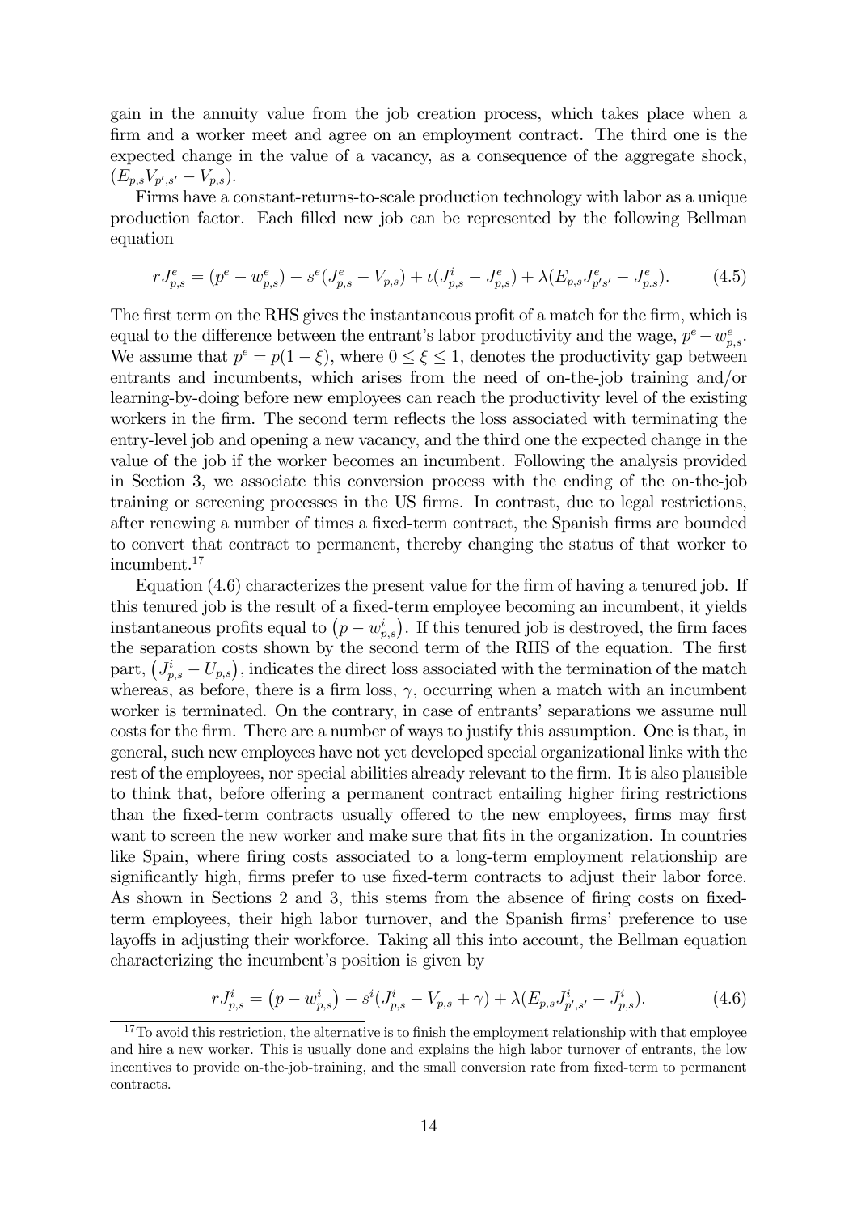gain in the annuity value from the job creation process, which takes place when a firm and a worker meet and agree on an employment contract. The third one is the expected change in the value of a vacancy, as a consequence of the aggregate shock, $(E_{p,s}V_{p',s'} - V_{p,s})$.

Firms have a constant-returns-to-scale production technology with labor as a unique production factor. Each filled new job can be represented by the following Bellman equation

$$rJ^e_{p,s} = (p^e - w^e_{p,s}) - s^e(J^e_{p,s} - V_{p,s}) + \iota(J^i_{p,s} - J^e_{p,s}) + \lambda(E_{p,s}J^e_{p's'} - J^e_{p.s}). \tag{4.5}$$

The first term on the RHS gives the instantaneous profit of a match for the firm, which is equal to the difference between the entrant's labor productivity and the wage, $p^e - w^e_{p,s}$. We assume that $p^e = p(1-\xi)$, where $0 \leq \xi \leq 1$, denotes the productivity gap between entrants and incumbents, which arises from the need of on-the-job training and/or learning-by-doing before new employees can reach the productivity level of the existing workers in the firm. The second term reflects the loss associated with terminating the entry-level job and opening a new vacancy, and the third one the expected change in the value of the job if the worker becomes an incumbent. Following the analysis provided in Section 3, we associate this conversion process with the ending of the on-the-job training or screening processes in the US firms. In contrast, due to legal restrictions, after renewing a number of times a fixed-term contract, the Spanish firms are bounded to convert that contract to permanent, thereby changing the status of that worker to incumbent.[17]

Equation (4.6) characterizes the present value for the firm of having a tenured job. If this tenured job is the result of a fixed-term employee becoming an incumbent, it yields instantaneous profits equal to $\left(p - w^i_{p,s}\right)$. If this tenured job is destroyed, the firm faces the separation costs shown by the second term of the RHS of the equation. The first part, $\left(J^i_{p,s} - U_{p,s}\right)$, indicates the direct loss associated with the termination of the match whereas, as before, there is a firm loss, $\gamma$, occurring when a match with an incumbent worker is terminated. On the contrary, in case of entrants' separations we assume null costs for the firm. There are a number of ways to justify this assumption. One is that, in general, such new employees have not yet developed special organizational links with the rest of the employees, nor special abilities already relevant to the firm. It is also plausible to think that, before offering a permanent contract entailing higher firing restrictions than the fixed-term contracts usually offered to the new employees, firms may first want to screen the new worker and make sure that fits in the organization. In countries like Spain, where firing costs associated to a long-term employment relationship are significantly high, firms prefer to use fixed-term contracts to adjust their labor force. As shown in Sections 2 and 3, this stems from the absence of firing costs on fixed-term employees, their high labor turnover, and the Spanish firms' preference to use layoffs in adjusting their workforce. Taking all this into account, the Bellman equation characterizing the incumbent's position is given by

$$rJ^i_{p,s} = \left(p - w^i_{p,s}\right) - s^i(J^i_{p,s} - V_{p,s} + \gamma) + \lambda(E_{p,s}J^i_{p',s'} - J^i_{p,s}). \tag{4.6}$$

[17] To avoid this restriction, the alternative is to finish the employment relationship with that employee and hire a new worker. This is usually done and explains the high labor turnover of entrants, the low incentives to provide on-the-job-training, and the small conversion rate from fixed-term to permanent contracts.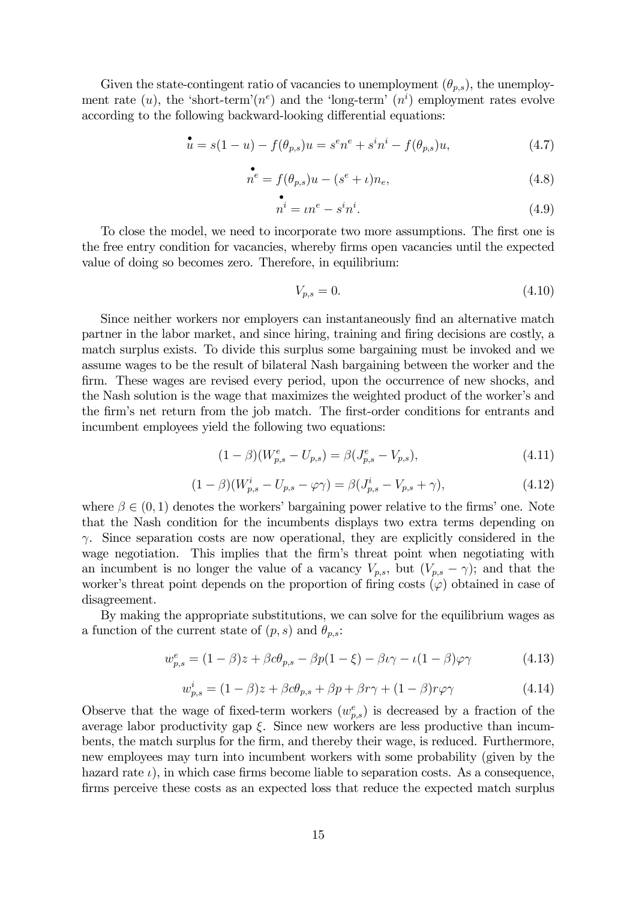Given the state-contingent ratio of vacancies to unemployment ($\theta_{p,s}$), the unemployment rate ($u$), the 'short-term'($n^e$) and the 'long-term' ($n^i$) employment rates evolve according to the following backward-looking differential equations:

$$\overset{\bullet}{u} = s(1-u) - f(\theta_{p,s})u = s^e n^e + s^i n^i - f(\theta_{p,s})u, \tag{4.7}$$

$$\overset{\bullet}{n^e} = f(\theta_{p,s})u - (s^e + \iota)n_e, \tag{4.8}$$

$$\overset{\bullet}{n^i} = \iota n^e - s^i n^i. \tag{4.9}$$

To close the model, we need to incorporate two more assumptions. The first one is the free entry condition for vacancies, whereby firms open vacancies until the expected value of doing so becomes zero. Therefore, in equilibrium:

$$V_{p,s} = 0. \tag{4.10}$$

Since neither workers nor employers can instantaneously find an alternative match partner in the labor market, and since hiring, training and firing decisions are costly, a match surplus exists. To divide this surplus some bargaining must be invoked and we assume wages to be the result of bilateral Nash bargaining between the worker and the firm. These wages are revised every period, upon the occurrence of new shocks, and the Nash solution is the wage that maximizes the weighted product of the worker's and the firm's net return from the job match. The first-order conditions for entrants and incumbent employees yield the following two equations:

$$(1-\beta)(W^e_{p,s} - U_{p,s}) = \beta(J^e_{p,s} - V_{p,s}), \tag{4.11}$$

$$(1-\beta)(W^i_{p,s} - U_{p,s} - \varphi\gamma) = \beta(J^i_{p,s} - V_{p,s} + \gamma), \tag{4.12}$$

where $\beta \in (0,1)$ denotes the workers' bargaining power relative to the firms' one. Note that the Nash condition for the incumbents displays two extra terms depending on $\gamma$. Since separation costs are now operational, they are explicitly considered in the wage negotiation. This implies that the firm's threat point when negotiating with an incumbent is no longer the value of a vacancy $V_{p,s}$, but $(V_{p,s} - \gamma)$; and that the worker's threat point depends on the proportion of firing costs ($\varphi$) obtained in case of disagreement.

By making the appropriate substitutions, we can solve for the equilibrium wages as a function of the current state of $(p,s)$ and $\theta_{p,s}$:

$$w^e_{p,s} = (1-\beta)z + \beta c\theta_{p,s} - \beta p(1-\xi) - \beta\iota\gamma - \iota(1-\beta)\varphi\gamma \tag{4.13}$$

$$w^i_{p,s} = (1-\beta)z + \beta c\theta_{p,s} + \beta p + \beta r\gamma + (1-\beta)r\varphi\gamma \tag{4.14}$$

Observe that the wage of fixed-term workers ($w^e_{p,s}$) is decreased by a fraction of the average labor productivity gap $\xi$. Since new workers are less productive than incumbents, the match surplus for the firm, and thereby their wage, is reduced. Furthermore, new employees may turn into incumbent workers with some probability (given by the hazard rate $\iota$), in which case firms become liable to separation costs. As a consequence, firms perceive these costs as an expected loss that reduce the expected match surplus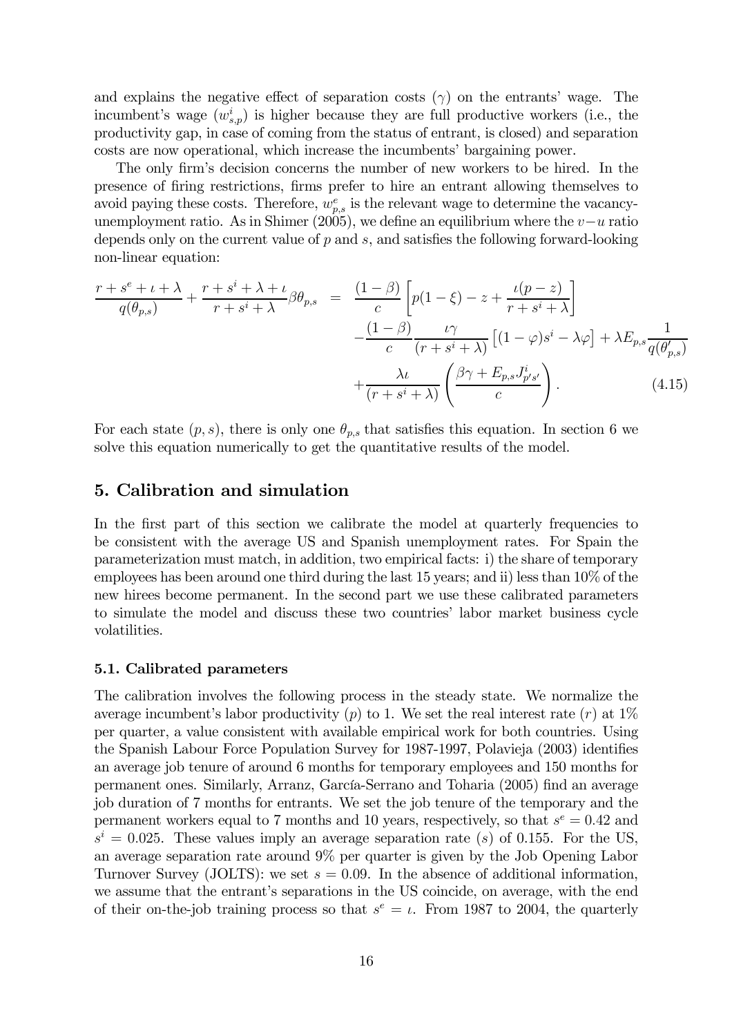and explains the negative effect of separation costs ($\gamma$) on the entrants' wage. The incumbent's wage ($w^i_{s,p}$) is higher because they are full productive workers (i.e., the productivity gap, in case of coming from the status of entrant, is closed) and separation costs are now operational, which increase the incumbents' bargaining power.

The only firm's decision concerns the number of new workers to be hired. In the presence of firing restrictions, firms prefer to hire an entrant allowing themselves to avoid paying these costs. Therefore, $w^e_{p,s}$ is the relevant wage to determine the vacancy-unemployment ratio. As in Shimer (2005), we define an equilibrium where the $v-u$ ratio depends only on the current value of $p$ and $s$, and satisfies the following forward-looking non-linear equation:

$$
\begin{aligned}
\frac{r+s^e+\iota+\lambda}{q(\theta_{p,s})} + \frac{r+s^i+\lambda+\iota}{r+s^i+\lambda}\beta\theta_{p,s} &= \frac{(1-\beta)}{c}\left[p(1-\xi) - z + \frac{\iota(p-z)}{r+s^i+\lambda}\right] \\
&\quad - \frac{(1-\beta)}{c}\frac{\iota\gamma}{(r+s^i+\lambda)}\left[(1-\varphi)s^i - \lambda\varphi\right] + \lambda E_{p,s}\frac{1}{q(\theta'_{p,s})} \\
&\quad + \frac{\lambda\iota}{(r+s^i+\lambda)}\left(\frac{\beta\gamma + E_{p,s}J^i_{p's'}}{c}\right). \qquad (4.15)
\end{aligned}
$$

For each state $(p, s)$, there is only one $\theta_{p,s}$ that satisfies this equation. In section 6 we solve this equation numerically to get the quantitative results of the model.

## 5. Calibration and simulation

In the first part of this section we calibrate the model at quarterly frequencies to be consistent with the average US and Spanish unemployment rates. For Spain the parameterization must match, in addition, two empirical facts: i) the share of temporary employees has been around one third during the last 15 years; and ii) less than 10% of the new hirees become permanent. In the second part we use these calibrated parameters to simulate the model and discuss these two countries' labor market business cycle volatilities.

### 5.1. Calibrated parameters

The calibration involves the following process in the steady state. We normalize the average incumbent's labor productivity ($p$) to 1. We set the real interest rate ($r$) at 1% per quarter, a value consistent with available empirical work for both countries. Using the Spanish Labour Force Population Survey for 1987-1997, Polavieja (2003) identifies an average job tenure of around 6 months for temporary employees and 150 months for permanent ones. Similarly, Arranz, García-Serrano and Toharia (2005) find an average job duration of 7 months for entrants. We set the job tenure of the temporary and the permanent workers equal to 7 months and 10 years, respectively, so that $s^e = 0.42$ and $s^i = 0.025$. These values imply an average separation rate ($s$) of 0.155. For the US, an average separation rate around 9% per quarter is given by the Job Opening Labor Turnover Survey (JOLTS): we set $s = 0.09$. In the absence of additional information, we assume that the entrant's separations in the US coincide, on average, with the end of their on-the-job training process so that $s^e = \iota$. From 1987 to 2004, the quarterly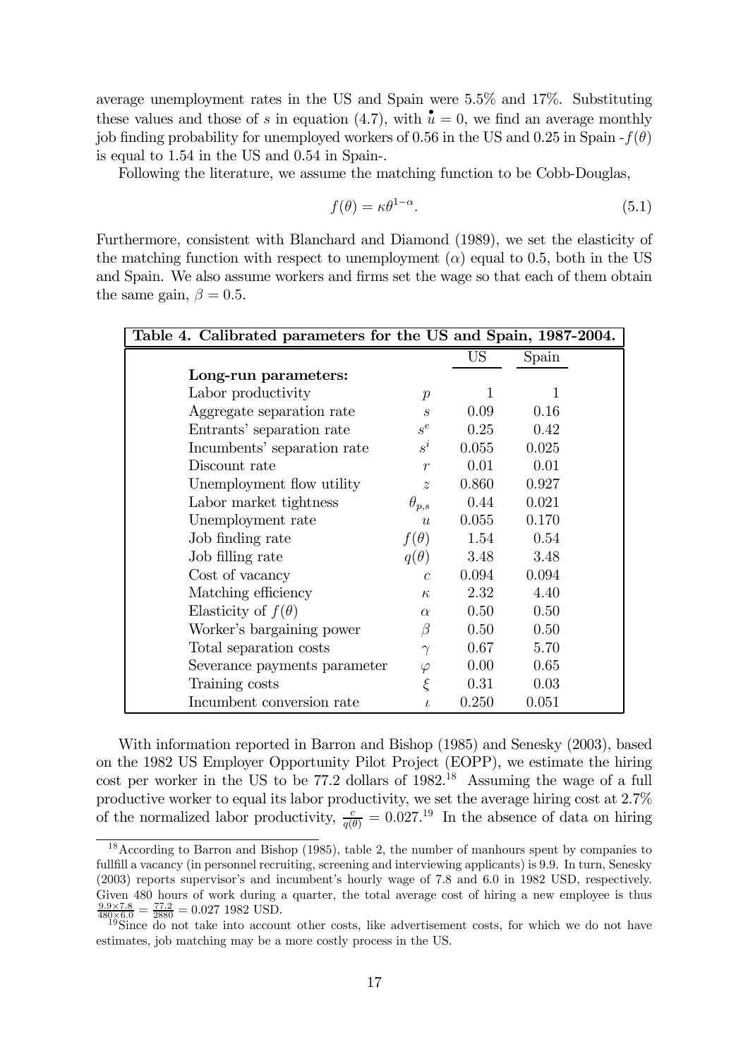average unemployment rates in the US and Spain were 5.5% and 17%. Substituting these values and those of $s$ in equation (4.7), with $\dot{u} = 0$, we find an average monthly job finding probability for unemployed workers of 0.56 in the US and 0.25 in Spain -$f(\theta)$ is equal to 1.54 in the US and 0.54 in Spain-.

Following the literature, we assume the matching function to be Cobb-Douglas,

$$f(\theta) = \kappa \theta^{1-\alpha}. \tag{5.1}$$

Furthermore, consistent with Blanchard and Diamond (1989), we set the elasticity of the matching function with respect to unemployment ($\alpha$) equal to 0.5, both in the US and Spain. We also assume workers and firms set the wage so that each of them obtain the same gain, $\beta = 0.5$.

**Table 4. Calibrated parameters for the US and Spain, 1987-2004.**

| | | US | Spain |
|---|---|---|---|
| **Long-run parameters:** | | | |
| Labor productivity | $p$ | 1 | 1 |
| Aggregate separation rate | $s$ | 0.09 | 0.16 |
| Entrants' separation rate | $s^e$ | 0.25 | 0.42 |
| Incumbents' separation rate | $s^i$ | 0.055 | 0.025 |
| Discount rate | $r$ | 0.01 | 0.01 |
| Unemployment flow utility | $z$ | 0.860 | 0.927 |
| Labor market tightness | $\theta_{p,s}$ | 0.44 | 0.021 |
| Unemployment rate | $u$ | 0.055 | 0.170 |
| Job finding rate | $f(\theta)$ | 1.54 | 0.54 |
| Job filling rate | $q(\theta)$ | 3.48 | 3.48 |
| Cost of vacancy | $c$ | 0.094 | 0.094 |
| Matching efficiency | $\kappa$ | 2.32 | 4.40 |
| Elasticity of $f(\theta)$ | $\alpha$ | 0.50 | 0.50 |
| Worker's bargaining power | $\beta$ | 0.50 | 0.50 |
| Total separation costs | $\gamma$ | 0.67 | 5.70 |
| Severance payments parameter | $\varphi$ | 0.00 | 0.65 |
| Training costs | $\xi$ | 0.31 | 0.03 |
| Incumbent conversion rate | $\iota$ | 0.250 | 0.051 |

With information reported in Barron and Bishop (1985) and Senesky (2003), based on the 1982 US Employer Opportunity Pilot Project (EOPP), we estimate the hiring cost per worker in the US to be 77.2 dollars of 1982.[18] Assuming the wage of a full productive worker to equal its labor productivity, we set the average hiring cost at 2.7% of the normalized labor productivity, $\frac{c}{q(\theta)} = 0.027$.[19] In the absence of data on hiring

[18] According to Barron and Bishop (1985), table 2, the number of manhours spent by companies to fullfill a vacancy (in personnel recruiting, screening and interviewing applicants) is 9.9. In turn, Senesky (2003) reports supervisor's and incumbent's hourly wage of 7.8 and 6.0 in 1982 USD, respectively. Given 480 hours of work during a quarter, the total average cost of hiring a new employee is thus $\frac{9.9 \times 7.8}{480 \times 6.0} = \frac{77.2}{2880} = 0.027$ 1982 USD.

[19] Since do not take into account other costs, like advertisement costs, for which we do not have estimates, job matching may be a more costly process in the US.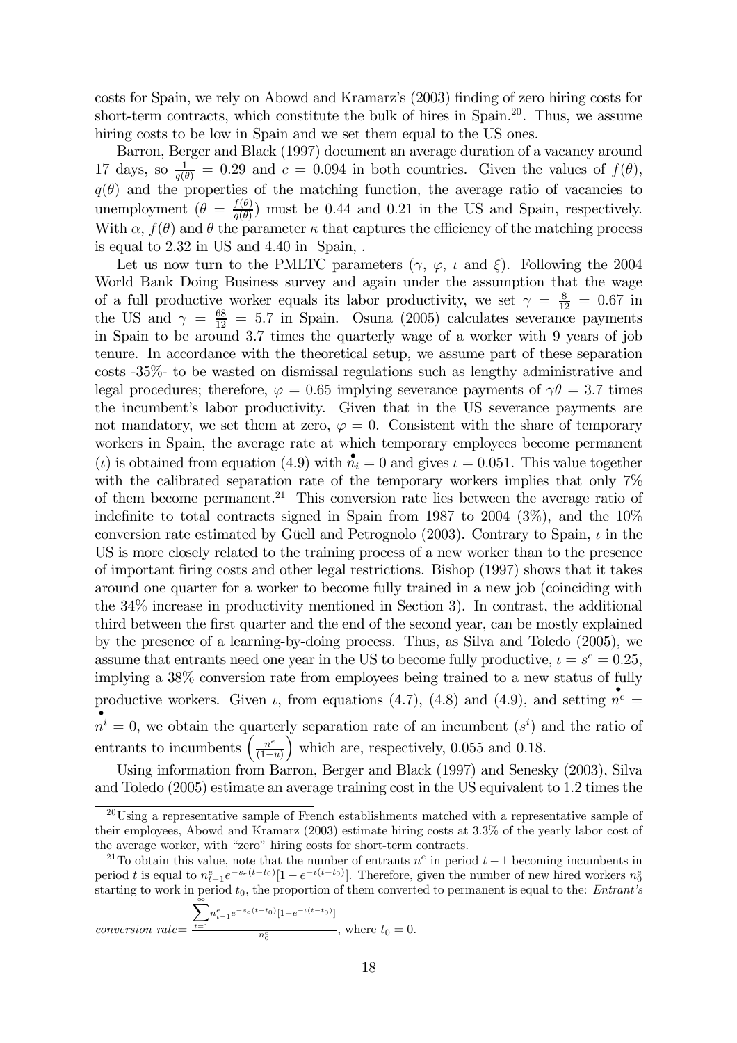costs for Spain, we rely on Abowd and Kramarz's (2003) finding of zero hiring costs for short-term contracts, which constitute the bulk of hires in Spain.[20]. Thus, we assume hiring costs to be low in Spain and we set them equal to the US ones.

Barron, Berger and Black (1997) document an average duration of a vacancy around 17 days, so $\frac{1}{q(\theta)} = 0.29$ and $c = 0.094$ in both countries. Given the values of $f(\theta)$, $q(\theta)$ and the properties of the matching function, the average ratio of vacancies to unemployment ($\theta = \frac{f(\theta)}{q(\theta)}$) must be 0.44 and 0.21 in the US and Spain, respectively. With $\alpha$, $f(\theta)$ and $\theta$ the parameter $\kappa$ that captures the efficiency of the matching process is equal to 2.32 in US and 4.40 in Spain, .

Let us now turn to the PMLTC parameters ($\gamma$, $\varphi$, $\iota$ and $\xi$). Following the 2004 World Bank Doing Business survey and again under the assumption that the wage of a full productive worker equals its labor productivity, we set $\gamma = \frac{8}{12} = 0.67$ in the US and $\gamma = \frac{68}{12} = 5.7$ in Spain. Osuna (2005) calculates severance payments in Spain to be around 3.7 times the quarterly wage of a worker with 9 years of job tenure. In accordance with the theoretical setup, we assume part of these separation costs -35%- to be wasted on dismissal regulations such as lengthy administrative and legal procedures; therefore, $\varphi = 0.65$ implying severance payments of $\gamma\theta = 3.7$ times the incumbent's labor productivity. Given that in the US severance payments are not mandatory, we set them at zero, $\varphi = 0$. Consistent with the share of temporary workers in Spain, the average rate at which temporary employees become permanent ($\iota$) is obtained from equation (4.9) with $\overset{\bullet}{n_i} = 0$ and gives $\iota = 0.051$. This value together with the calibrated separation rate of the temporary workers implies that only 7% of them become permanent.[21] This conversion rate lies between the average ratio of indefinite to total contracts signed in Spain from 1987 to 2004 (3%), and the 10% conversion rate estimated by Güell and Petrognolo (2003). Contrary to Spain, $\iota$ in the US is more closely related to the training process of a new worker than to the presence of important firing costs and other legal restrictions. Bishop (1997) shows that it takes around one quarter for a worker to become fully trained in a new job (coinciding with the 34% increase in productivity mentioned in Section 3). In contrast, the additional third between the first quarter and the end of the second year, can be mostly explained by the presence of a learning-by-doing process. Thus, as Silva and Toledo (2005), we assume that entrants need one year in the US to become fully productive, $\iota = s^e = 0.25$, implying a 38% conversion rate from employees being trained to a new status of fully productive workers. Given $\iota$, from equations (4.7), (4.8) and (4.9), and setting $\overset{\bullet}{n^e} = \overset{\bullet}{n^i} = 0$, we obtain the quarterly separation rate of an incumbent ($s^i$) and the ratio of entrants to incumbents $\left(\frac{n^e}{(1-u)}\right)$ which are, respectively, 0.055 and 0.18.

Using information from Barron, Berger and Black (1997) and Senesky (2003), Silva and Toledo (2005) estimate an average training cost in the US equivalent to 1.2 times the

---

[20] Using a representative sample of French establishments matched with a representative sample of their employees, Abowd and Kramarz (2003) estimate hiring costs at 3.3% of the yearly labor cost of the average worker, with "zero" hiring costs for short-term contracts.

[21] To obtain this value, note that the number of entrants $n^e$ in period $t-1$ becoming incumbents in period $t$ is equal to $n^e_{t-1}e^{-s_e(t-t_0)}[1-e^{-\iota(t-t_0)}]$. Therefore, given the number of new hired workers $n^e_0$ starting to work in period $t_0$, the proportion of them converted to permanent is equal to the: *Entrant's conversion rate*$= \frac{\sum_{t=1}^{\infty} n^e_{t-1}e^{-s_e(t-t_0)}[1-e^{-\iota(t-t_0)}]}{n^e_0}$, where $t_0 = 0$.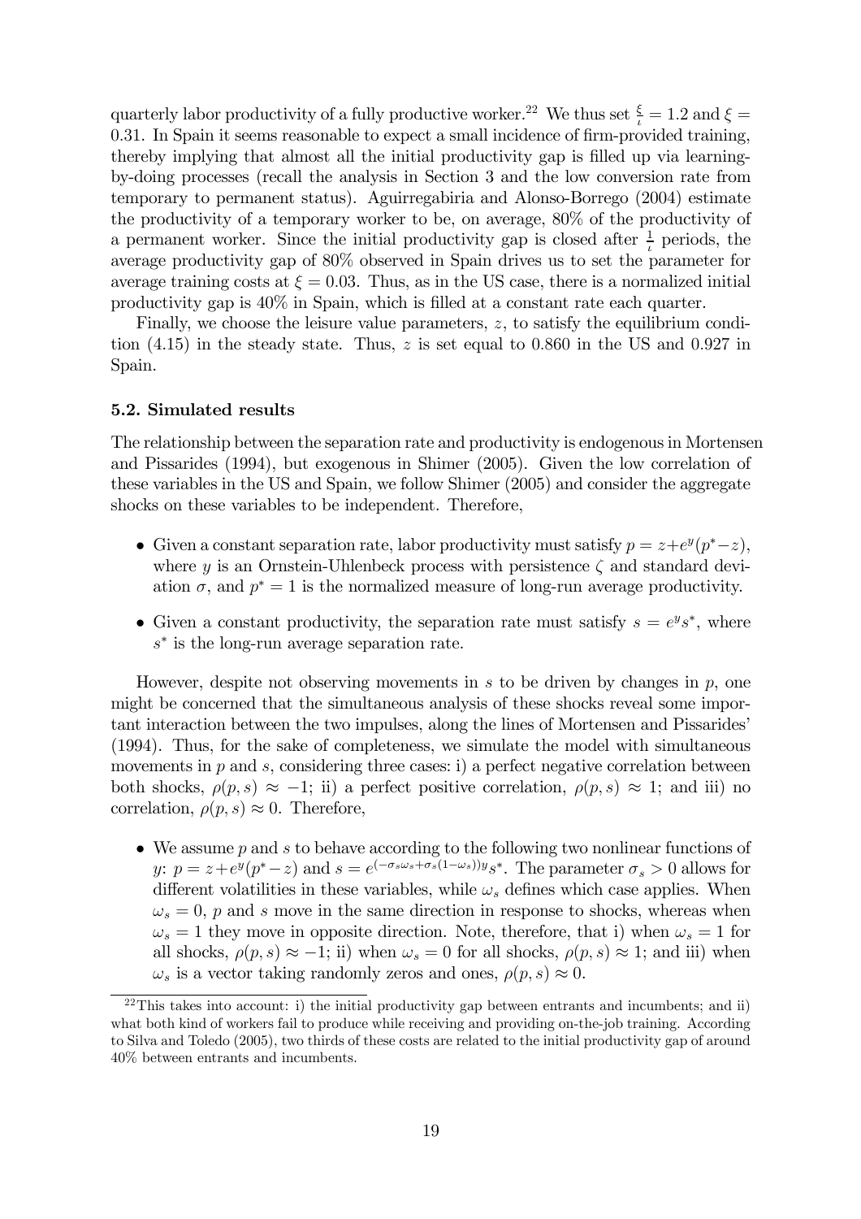quarterly labor productivity of a fully productive worker.[22] We thus set $\frac{\xi}{\iota} = 1.2$ and $\xi = 0.31$. In Spain it seems reasonable to expect a small incidence of firm-provided training, thereby implying that almost all the initial productivity gap is filled up via learning-by-doing processes (recall the analysis in Section 3 and the low conversion rate from temporary to permanent status). Aguirregabiria and Alonso-Borrego (2004) estimate the productivity of a temporary worker to be, on average, 80% of the productivity of a permanent worker. Since the initial productivity gap is closed after $\frac{1}{\iota}$ periods, the average productivity gap of 80% observed in Spain drives us to set the parameter for average training costs at $\xi = 0.03$. Thus, as in the US case, there is a normalized initial productivity gap is 40% in Spain, which is filled at a constant rate each quarter.

Finally, we choose the leisure value parameters, $z$, to satisfy the equilibrium condition (4.15) in the steady state. Thus, $z$ is set equal to 0.860 in the US and 0.927 in Spain.

### 5.2. Simulated results

The relationship between the separation rate and productivity is endogenous in Mortensen and Pissarides (1994), but exogenous in Shimer (2005). Given the low correlation of these variables in the US and Spain, we follow Shimer (2005) and consider the aggregate shocks on these variables to be independent. Therefore,

- Given a constant separation rate, labor productivity must satisfy $p = z + e^{y}(p^{*} - z)$, where $y$ is an Ornstein-Uhlenbeck process with persistence $\zeta$ and standard deviation $\sigma$, and $p^{*} = 1$ is the normalized measure of long-run average productivity.
- Given a constant productivity, the separation rate must satisfy $s = e^{y}s^{*}$, where $s^{*}$ is the long-run average separation rate.

However, despite not observing movements in $s$ to be driven by changes in $p$, one might be concerned that the simultaneous analysis of these shocks reveal some important interaction between the two impulses, along the lines of Mortensen and Pissarides' (1994). Thus, for the sake of completeness, we simulate the model with simultaneous movements in $p$ and $s$, considering three cases: i) a perfect negative correlation between both shocks, $\rho(p, s) \approx -1$; ii) a perfect positive correlation, $\rho(p, s) \approx 1$; and iii) no correlation, $\rho(p, s) \approx 0$. Therefore,

- We assume $p$ and $s$ to behave according to the following two nonlinear functions of $y$: $p = z + e^{y}(p^{*} - z)$ and $s = e^{(-\sigma_s \omega_s + \sigma_s(1-\omega_s))y}s^{*}$. The parameter $\sigma_s > 0$ allows for different volatilities in these variables, while $\omega_s$ defines which case applies. When $\omega_s = 0$, $p$ and $s$ move in the same direction in response to shocks, whereas when $\omega_s = 1$ they move in opposite direction. Note, therefore, that i) when $\omega_s = 1$ for all shocks, $\rho(p, s) \approx -1$; ii) when $\omega_s = 0$ for all shocks, $\rho(p, s) \approx 1$; and iii) when $\omega_s$ is a vector taking randomly zeros and ones, $\rho(p, s) \approx 0$.

[22] This takes into account: i) the initial productivity gap between entrants and incumbents; and ii) what both kind of workers fail to produce while receiving and providing on-the-job training. According to Silva and Toledo (2005), two thirds of these costs are related to the initial productivity gap of around 40% between entrants and incumbents.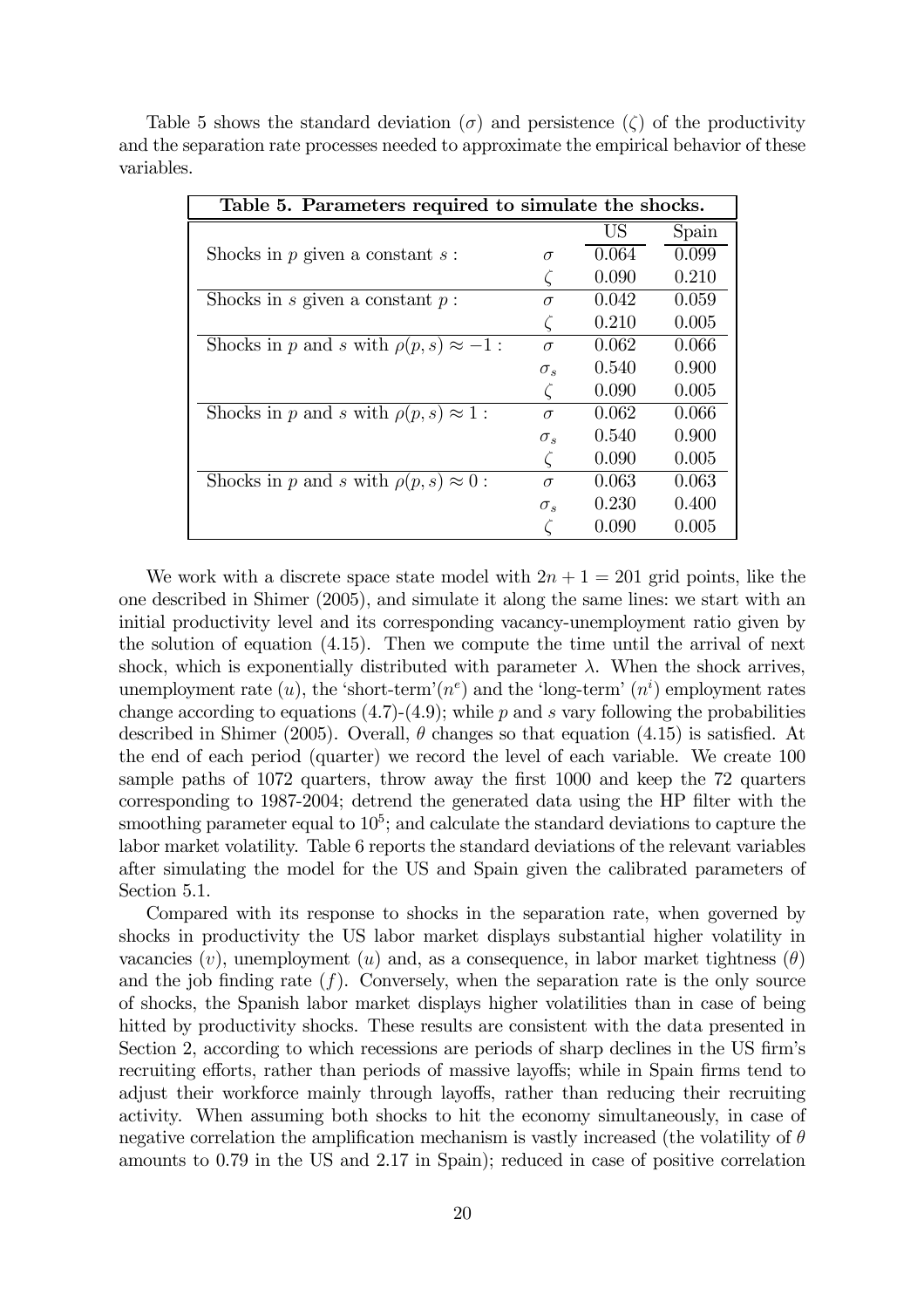Table 5 shows the standard deviation ($\sigma$) and persistence ($\zeta$) of the productivity and the separation rate processes needed to approximate the empirical behavior of these variables.

| **Table 5. Parameters required to simulate the shocks.** | | | |
|---|---|---|---|
| | | US | Spain |
| Shocks in $p$ given a constant $s$ : | $\sigma$ | 0.064 | 0.099 |
| | $\zeta$ | 0.090 | 0.210 |
| Shocks in $s$ given a constant $p$ : | $\sigma$ | 0.042 | 0.059 |
| | $\zeta$ | 0.210 | 0.005 |
| Shocks in $p$ and $s$ with $\rho(p,s) \approx -1$ : | $\sigma$ | 0.062 | 0.066 |
| | $\sigma_s$ | 0.540 | 0.900 |
| | $\zeta$ | 0.090 | 0.005 |
| Shocks in $p$ and $s$ with $\rho(p,s) \approx 1$ : | $\sigma$ | 0.062 | 0.066 |
| | $\sigma_s$ | 0.540 | 0.900 |
| | $\zeta$ | 0.090 | 0.005 |
| Shocks in $p$ and $s$ with $\rho(p,s) \approx 0$ : | $\sigma$ | 0.063 | 0.063 |
| | $\sigma_s$ | 0.230 | 0.400 |
| | $\zeta$ | 0.090 | 0.005 |

We work with a discrete space state model with $2n + 1 = 201$ grid points, like the one described in Shimer (2005), and simulate it along the same lines: we start with an initial productivity level and its corresponding vacancy-unemployment ratio given by the solution of equation (4.15). Then we compute the time until the arrival of next shock, which is exponentially distributed with parameter $\lambda$. When the shock arrives, unemployment rate ($u$), the 'short-term'($n^e$) and the 'long-term' ($n^i$) employment rates change according to equations (4.7)-(4.9); while $p$ and $s$ vary following the probabilities described in Shimer (2005). Overall, $\theta$ changes so that equation (4.15) is satisfied. At the end of each period (quarter) we record the level of each variable. We create 100 sample paths of 1072 quarters, throw away the first 1000 and keep the 72 quarters corresponding to 1987-2004; detrend the generated data using the HP filter with the smoothing parameter equal to $10^5$; and calculate the standard deviations to capture the labor market volatility. Table 6 reports the standard deviations of the relevant variables after simulating the model for the US and Spain given the calibrated parameters of Section 5.1.

Compared with its response to shocks in the separation rate, when governed by shocks in productivity the US labor market displays substantial higher volatility in vacancies ($v$), unemployment ($u$) and, as a consequence, in labor market tightness ($\theta$) and the job finding rate ($f$). Conversely, when the separation rate is the only source of shocks, the Spanish labor market displays higher volatilities than in case of being hitted by productivity shocks. These results are consistent with the data presented in Section 2, according to which recessions are periods of sharp declines in the US firm's recruiting efforts, rather than periods of massive layoffs; while in Spain firms tend to adjust their workforce mainly through layoffs, rather than reducing their recruiting activity. When assuming both shocks to hit the economy simultaneously, in case of negative correlation the amplification mechanism is vastly increased (the volatility of $\theta$ amounts to 0.79 in the US and 2.17 in Spain); reduced in case of positive correlation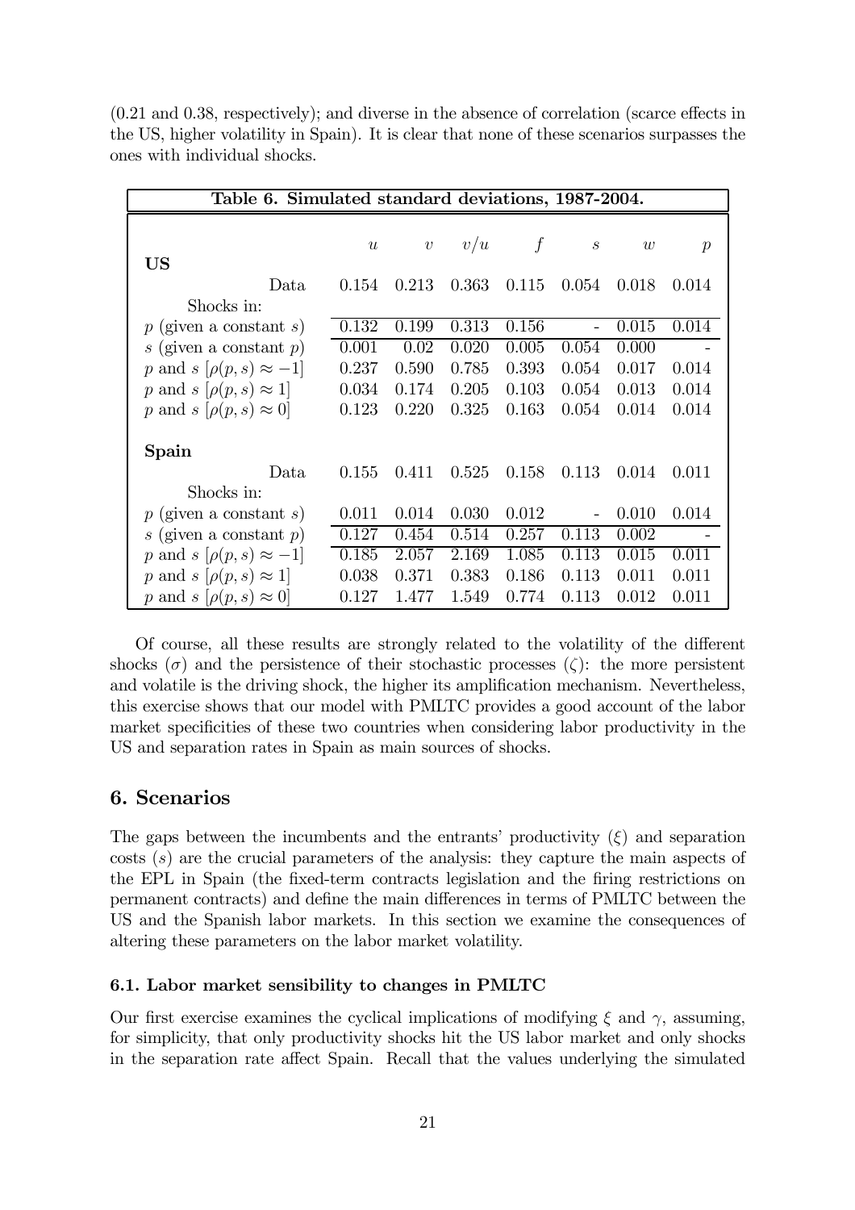(0.21 and 0.38, respectively); and diverse in the absence of correlation (scarce effects in the US, higher volatility in Spain). It is clear that none of these scenarios surpasses the ones with individual shocks.

**Table 6. Simulated standard deviations, 1987-2004.**

| | $u$ | $v$ | $v/u$ | $f$ | $s$ | $w$ | $p$ |
|---|---|---|---|---|---|---|---|
| **US** | | | | | | | |
| Data | 0.154 | 0.213 | 0.363 | 0.115 | 0.054 | 0.018 | 0.014 |
| Shocks in: | | | | | | | |
| $p$ (given a constant $s$) | 0.132 | 0.199 | 0.313 | 0.156 | - | 0.015 | 0.014 |
| $s$ (given a constant $p$) | 0.001 | 0.02 | 0.020 | 0.005 | 0.054 | 0.000 | - |
| $p$ and $s$ $[\rho(p,s) \approx -1]$ | 0.237 | 0.590 | 0.785 | 0.393 | 0.054 | 0.017 | 0.014 |
| $p$ and $s$ $[\rho(p,s) \approx 1]$ | 0.034 | 0.174 | 0.205 | 0.103 | 0.054 | 0.013 | 0.014 |
| $p$ and $s$ $[\rho(p,s) \approx 0]$ | 0.123 | 0.220 | 0.325 | 0.163 | 0.054 | 0.014 | 0.014 |
| **Spain** | | | | | | | |
| Data | 0.155 | 0.411 | 0.525 | 0.158 | 0.113 | 0.014 | 0.011 |
| Shocks in: | | | | | | | |
| $p$ (given a constant $s$) | 0.011 | 0.014 | 0.030 | 0.012 | - | 0.010 | 0.014 |
| $s$ (given a constant $p$) | 0.127 | 0.454 | 0.514 | 0.257 | 0.113 | 0.002 | - |
| $p$ and $s$ $[\rho(p,s) \approx -1]$ | 0.185 | 2.057 | 2.169 | 1.085 | 0.113 | 0.015 | 0.011 |
| $p$ and $s$ $[\rho(p,s) \approx 1]$ | 0.038 | 0.371 | 0.383 | 0.186 | 0.113 | 0.011 | 0.011 |
| $p$ and $s$ $[\rho(p,s) \approx 0]$ | 0.127 | 1.477 | 1.549 | 0.774 | 0.113 | 0.012 | 0.011 |

Of course, all these results are strongly related to the volatility of the different shocks ($\sigma$) and the persistence of their stochastic processes ($\zeta$): the more persistent and volatile is the driving shock, the higher its amplification mechanism. Nevertheless, this exercise shows that our model with PMLTC provides a good account of the labor market specificities of these two countries when considering labor productivity in the US and separation rates in Spain as main sources of shocks.

## 6. Scenarios

The gaps between the incumbents and the entrants' productivity ($\xi$) and separation costs ($s$) are the crucial parameters of the analysis: they capture the main aspects of the EPL in Spain (the fixed-term contracts legislation and the firing restrictions on permanent contracts) and define the main differences in terms of PMLTC between the US and the Spanish labor markets. In this section we examine the consequences of altering these parameters on the labor market volatility.

### 6.1. Labor market sensibility to changes in PMLTC

Our first exercise examines the cyclical implications of modifying $\xi$ and $\gamma$, assuming, for simplicity, that only productivity shocks hit the US labor market and only shocks in the separation rate affect Spain. Recall that the values underlying the simulated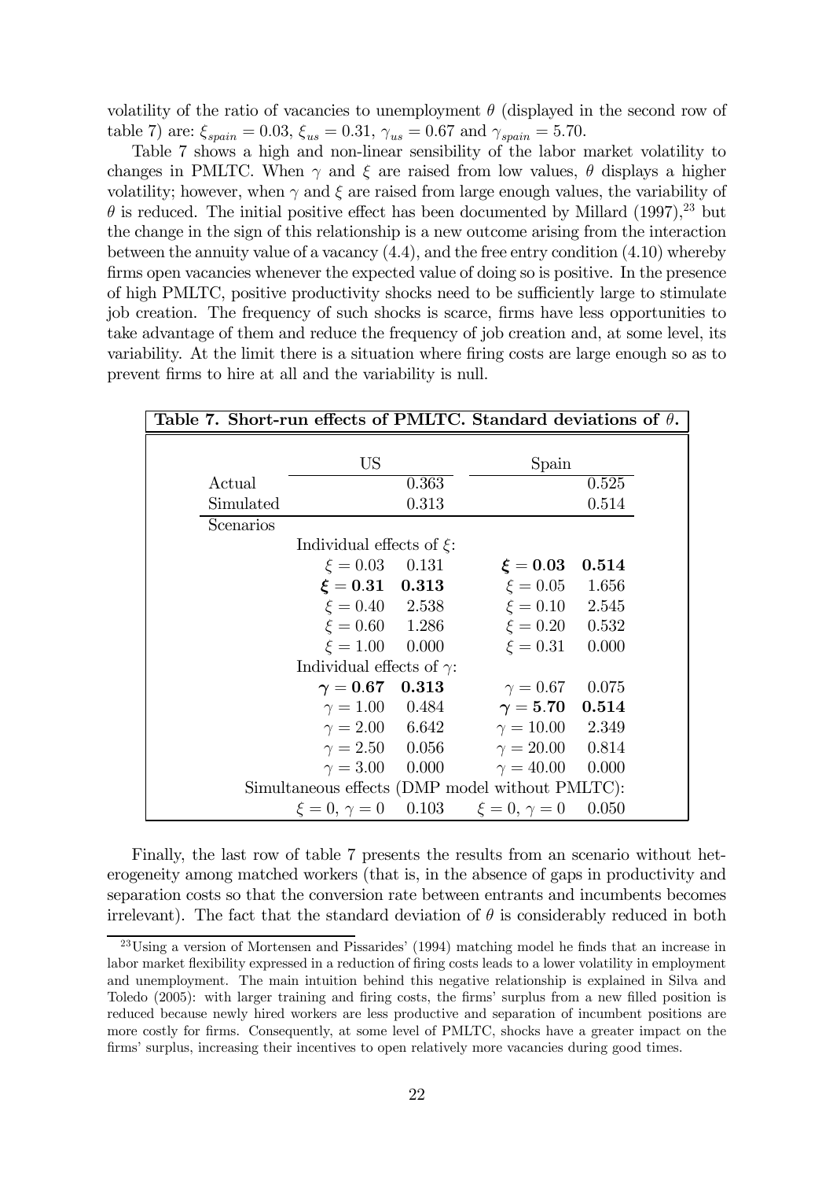volatility of the ratio of vacancies to unemployment $\theta$ (displayed in the second row of table 7) are: $\xi_{spain} = 0.03$, $\xi_{us} = 0.31$, $\gamma_{us} = 0.67$ and $\gamma_{spain} = 5.70$.

Table 7 shows a high and non-linear sensibility of the labor market volatility to changes in PMLTC. When $\gamma$ and $\xi$ are raised from low values, $\theta$ displays a higher volatility; however, when $\gamma$ and $\xi$ are raised from large enough values, the variability of $\theta$ is reduced. The initial positive effect has been documented by Millard (1997),[23] but the change in the sign of this relationship is a new outcome arising from the interaction between the annuity value of a vacancy (4.4), and the free entry condition (4.10) whereby firms open vacancies whenever the expected value of doing so is positive. In the presence of high PMLTC, positive productivity shocks need to be sufficiently large to stimulate job creation. The frequency of such shocks is scarce, firms have less opportunities to take advantage of them and reduce the frequency of job creation and, at some level, its variability. At the limit there is a situation where firing costs are large enough so as to prevent firms to hire at all and the variability is null.

**Table 7. Short-run effects of PMLTC. Standard deviations of $\theta$.**

| | US | | Spain | |
|---|---|---|---|---|
| Actual | | 0.363 | | 0.525 |
| Simulated | | 0.313 | | 0.514 |
| Scenarios | | | | |
| | Individual effects of $\xi$: | | | |
| | $\xi = 0.03$ | 0.131 | $\boldsymbol{\xi = 0.03}$ | **0.514** |
| | $\boldsymbol{\xi = 0.31}$ | **0.313** | $\xi = 0.05$ | 1.656 |
| | $\xi = 0.40$ | 2.538 | $\xi = 0.10$ | 2.545 |
| | $\xi = 0.60$ | 1.286 | $\xi = 0.20$ | 0.532 |
| | $\xi = 1.00$ | 0.000 | $\xi = 0.31$ | 0.000 |
| | Individual effects of $\gamma$: | | | |
| | $\boldsymbol{\gamma = 0.67}$ | **0.313** | $\gamma = 0.67$ | 0.075 |
| | $\gamma = 1.00$ | 0.484 | $\boldsymbol{\gamma = 5.70}$ | **0.514** |
| | $\gamma = 2.00$ | 6.642 | $\gamma = 10.00$ | 2.349 |
| | $\gamma = 2.50$ | 0.056 | $\gamma = 20.00$ | 0.814 |
| | $\gamma = 3.00$ | 0.000 | $\gamma = 40.00$ | 0.000 |
| | Simultaneous effects (DMP model without PMLTC): | | | |
| | $\xi = 0, \gamma = 0$ | 0.103 | $\xi = 0, \gamma = 0$ | 0.050 |

Finally, the last row of table 7 presents the results from an scenario without heterogeneity among matched workers (that is, in the absence of gaps in productivity and separation costs so that the conversion rate between entrants and incumbents becomes irrelevant). The fact that the standard deviation of $\theta$ is considerably reduced in both

[23] Using a version of Mortensen and Pissarides' (1994) matching model he finds that an increase in labor market flexibility expressed in a reduction of firing costs leads to a lower volatility in employment and unemployment. The main intuition behind this negative relationship is explained in Silva and Toledo (2005): with larger training and firing costs, the firms' surplus from a new filled position is reduced because newly hired workers are less productive and separation of incumbent positions are more costly for firms. Consequently, at some level of PMLTC, shocks have a greater impact on the firms' surplus, increasing their incentives to open relatively more vacancies during good times.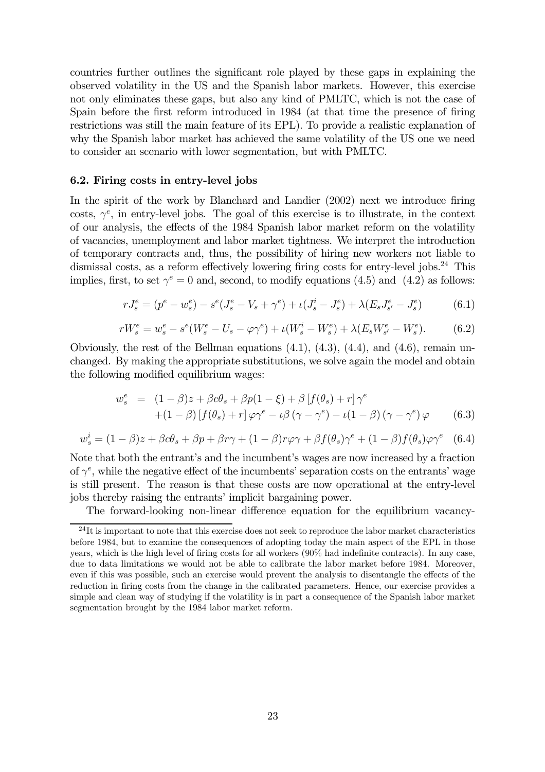countries further outlines the significant role played by these gaps in explaining the observed volatility in the US and the Spanish labor markets. However, this exercise not only eliminates these gaps, but also any kind of PMLTC, which is not the case of Spain before the first reform introduced in 1984 (at that time the presence of firing restrictions was still the main feature of its EPL). To provide a realistic explanation of why the Spanish labor market has achieved the same volatility of the US one we need to consider an scenario with lower segmentation, but with PMLTC.

### 6.2. Firing costs in entry-level jobs

In the spirit of the work by Blanchard and Landier (2002) next we introduce firing costs, $\gamma^e$, in entry-level jobs. The goal of this exercise is to illustrate, in the context of our analysis, the effects of the 1984 Spanish labor market reform on the volatility of vacancies, unemployment and labor market tightness. We interpret the introduction of temporary contracts and, thus, the possibility of hiring new workers not liable to dismissal costs, as a reform effectively lowering firing costs for entry-level jobs.[24] This implies, first, to set $\gamma^e = 0$ and, second, to modify equations (4.5) and (4.2) as follows:

$$rJ_s^e = (p^e - w_s^e) - s^e(J_s^e - V_s + \gamma^e) + \iota(J_s^i - J_s^e) + \lambda(E_s J_{s'}^e - J_s^e) \tag{6.1}$$

$$rW_s^e = w_s^e - s^e(W_s^e - U_s - \varphi\gamma^e) + \iota(W_s^i - W_s^e) + \lambda(E_s W_{s'}^e - W_s^e). \tag{6.2}$$

Obviously, the rest of the Bellman equations (4.1), (4.3), (4.4), and (4.6), remain unchanged. By making the appropriate substitutions, we solve again the model and obtain the following modified equilibrium wages:

$$\begin{aligned} w_s^e &= (1-\beta)z + \beta c\theta_s + \beta p(1-\xi) + \beta\left[f(\theta_s) + r\right]\gamma^e \\ &\quad + (1-\beta)\left[f(\theta_s) + r\right]\varphi\gamma^e - \iota\beta\left(\gamma - \gamma^e\right) - \iota(1-\beta)\left(\gamma - \gamma^e\right)\varphi \end{aligned} \tag{6.3}$$

$$w_s^i = (1-\beta)z + \beta c\theta_s + \beta p + \beta r\gamma + (1-\beta)r\varphi\gamma + \beta f(\theta_s)\gamma^e + (1-\beta)f(\theta_s)\varphi\gamma^e \tag{6.4}$$

Note that both the entrant's and the incumbent's wages are now increased by a fraction of $\gamma^e$, while the negative effect of the incumbents' separation costs on the entrants' wage is still present. The reason is that these costs are now operational at the entry-level jobs thereby raising the entrants' implicit bargaining power.

The forward-looking non-linear difference equation for the equilibrium vacancy-

[24] It is important to note that this exercise does not seek to reproduce the labor market characteristics before 1984, but to examine the consequences of adopting today the main aspect of the EPL in those years, which is the high level of firing costs for all workers (90% had indefinite contracts). In any case, due to data limitations we would not be able to calibrate the labor market before 1984. Moreover, even if this was possible, such an exercise would prevent the analysis to disentangle the effects of the reduction in firing costs from the change in the calibrated parameters. Hence, our exercise provides a simple and clean way of studying if the volatility is in part a consequence of the Spanish labor market segmentation brought by the 1984 labor market reform.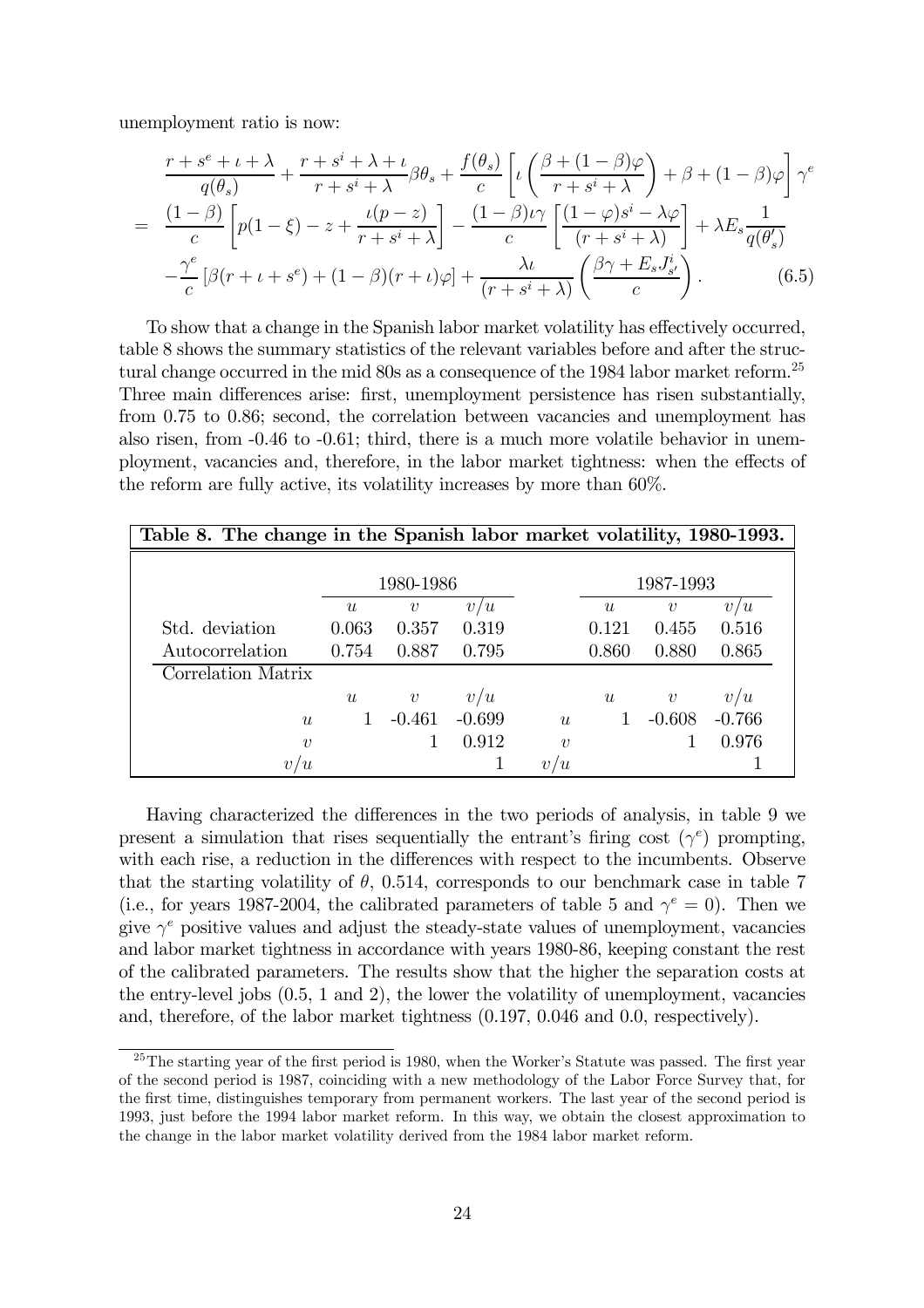unemployment ratio is now:

$$
\begin{aligned}
& \frac{r+s^e+\iota+\lambda}{q(\theta_s)}+\frac{r+s^i+\lambda+\iota}{r+s^i+\lambda}\beta\theta_s+\frac{f(\theta_s)}{c}\left[\iota\left(\frac{\beta+(1-\beta)\varphi}{r+s^i+\lambda}\right)+\beta+(1-\beta)\varphi\right]\gamma^e \\
= \; & \frac{(1-\beta)}{c}\left[p(1-\xi)-z+\frac{\iota(p-z)}{r+s^i+\lambda}\right]-\frac{(1-\beta)\iota\gamma}{c}\left[\frac{(1-\varphi)s^i-\lambda\varphi}{(r+s^i+\lambda)}\right]+\lambda E_s\frac{1}{q(\theta_s')} \\
& -\frac{\gamma^e}{c}\left[\beta(r+\iota+s^e)+(1-\beta)(r+\iota)\varphi\right]+\frac{\lambda\iota}{(r+s^i+\lambda)}\left(\frac{\beta\gamma+E_sJ_{s'}^i}{c}\right). \qquad (6.5)
\end{aligned}
$$

To show that a change in the Spanish labor market volatility has effectively occurred, table 8 shows the summary statistics of the relevant variables before and after the structural change occurred in the mid 80s as a consequence of the 1984 labor market reform.[25] Three main differences arise: first, unemployment persistence has risen substantially, from 0.75 to 0.86; second, the correlation between vacancies and unemployment has also risen, from -0.46 to -0.61; third, there is a much more volatile behavior in unemployment, vacancies and, therefore, in the labor market tightness: when the effects of the reform are fully active, its volatility increases by more than 60%.

**Table 8. The change in the Spanish labor market volatility, 1980-1993.**

| | 1980-1986 | | | | 1987-1993 | | |
|---|---|---|---|---|---|---|---|
| | $u$ | $v$ | $v/u$ | | $u$ | $v$ | $v/u$ |
| Std. deviation | 0.063 | 0.357 | 0.319 | | 0.121 | 0.455 | 0.516 |
| Autocorrelation | 0.754 | 0.887 | 0.795 | | 0.860 | 0.880 | 0.865 |
| Correlation Matrix | | | | | | | |
| | $u$ | $v$ | $v/u$ | | $u$ | $v$ | $v/u$ |
| $u$ | 1 | -0.461 | -0.699 | $u$ | 1 | -0.608 | -0.766 |
| $v$ | | 1 | 0.912 | $v$ | | 1 | 0.976 |
| $v/u$ | | | 1 | $v/u$ | | | 1 |

Having characterized the differences in the two periods of analysis, in table 9 we present a simulation that rises sequentially the entrant's firing cost ($\gamma^e$) prompting, with each rise, a reduction in the differences with respect to the incumbents. Observe that the starting volatility of $\theta$, 0.514, corresponds to our benchmark case in table 7 (i.e., for years 1987-2004, the calibrated parameters of table 5 and $\gamma^e = 0$). Then we give $\gamma^e$ positive values and adjust the steady-state values of unemployment, vacancies and labor market tightness in accordance with years 1980-86, keeping constant the rest of the calibrated parameters. The results show that the higher the separation costs at the entry-level jobs (0.5, 1 and 2), the lower the volatility of unemployment, vacancies and, therefore, of the labor market tightness (0.197, 0.046 and 0.0, respectively).

[25] The starting year of the first period is 1980, when the Worker's Statute was passed. The first year of the second period is 1987, coinciding with a new methodology of the Labor Force Survey that, for the first time, distinguishes temporary from permanent workers. The last year of the second period is 1993, just before the 1994 labor market reform. In this way, we obtain the closest approximation to the change in the labor market volatility derived from the 1984 labor market reform.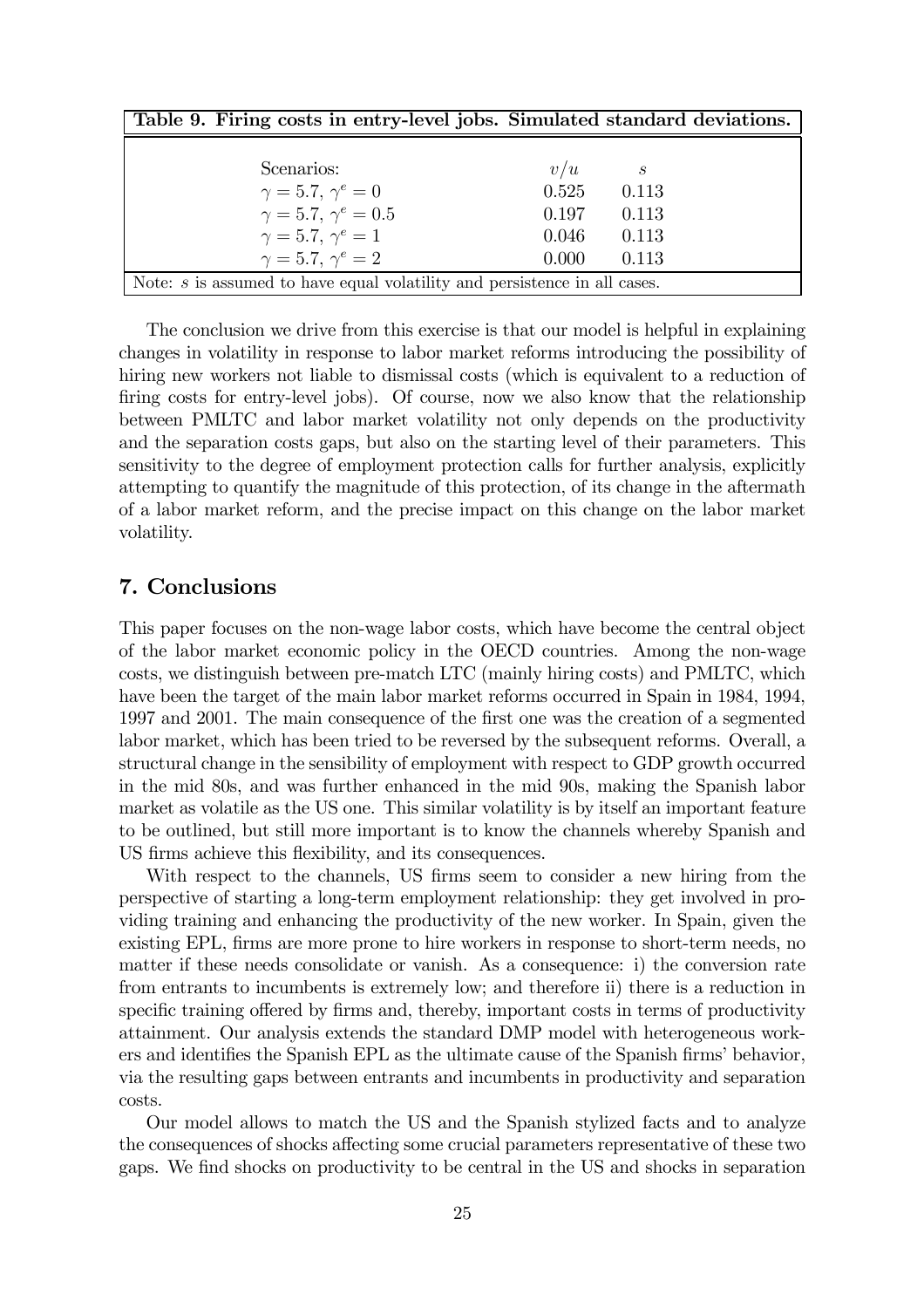**Table 9. Firing costs in entry-level jobs. Simulated standard deviations.**

| Scenarios: | $v/u$ | $s$ |
|---|---|---|
| $\gamma = 5.7$, $\gamma^e = 0$ | 0.525 | 0.113 |
| $\gamma = 5.7$, $\gamma^e = 0.5$ | 0.197 | 0.113 |
| $\gamma = 5.7$, $\gamma^e = 1$ | 0.046 | 0.113 |
| $\gamma = 5.7$, $\gamma^e = 2$ | 0.000 | 0.113 |

Note: $s$ is assumed to have equal volatility and persistence in all cases.

The conclusion we drive from this exercise is that our model is helpful in explaining changes in volatility in response to labor market reforms introducing the possibility of hiring new workers not liable to dismissal costs (which is equivalent to a reduction of firing costs for entry-level jobs). Of course, now we also know that the relationship between PMLTC and labor market volatility not only depends on the productivity and the separation costs gaps, but also on the starting level of their parameters. This sensitivity to the degree of employment protection calls for further analysis, explicitly attempting to quantify the magnitude of this protection, of its change in the aftermath of a labor market reform, and the precise impact on this change on the labor market volatility.

## 7. Conclusions

This paper focuses on the non-wage labor costs, which have become the central object of the labor market economic policy in the OECD countries. Among the non-wage costs, we distinguish between pre-match LTC (mainly hiring costs) and PMLTC, which have been the target of the main labor market reforms occurred in Spain in 1984, 1994, 1997 and 2001. The main consequence of the first one was the creation of a segmented labor market, which has been tried to be reversed by the subsequent reforms. Overall, a structural change in the sensibility of employment with respect to GDP growth occurred in the mid 80s, and was further enhanced in the mid 90s, making the Spanish labor market as volatile as the US one. This similar volatility is by itself an important feature to be outlined, but still more important is to know the channels whereby Spanish and US firms achieve this flexibility, and its consequences.

With respect to the channels, US firms seem to consider a new hiring from the perspective of starting a long-term employment relationship: they get involved in providing training and enhancing the productivity of the new worker. In Spain, given the existing EPL, firms are more prone to hire workers in response to short-term needs, no matter if these needs consolidate or vanish. As a consequence: i) the conversion rate from entrants to incumbents is extremely low; and therefore ii) there is a reduction in specific training offered by firms and, thereby, important costs in terms of productivity attainment. Our analysis extends the standard DMP model with heterogeneous workers and identifies the Spanish EPL as the ultimate cause of the Spanish firms' behavior, via the resulting gaps between entrants and incumbents in productivity and separation costs.

Our model allows to match the US and the Spanish stylized facts and to analyze the consequences of shocks affecting some crucial parameters representative of these two gaps. We find shocks on productivity to be central in the US and shocks in separation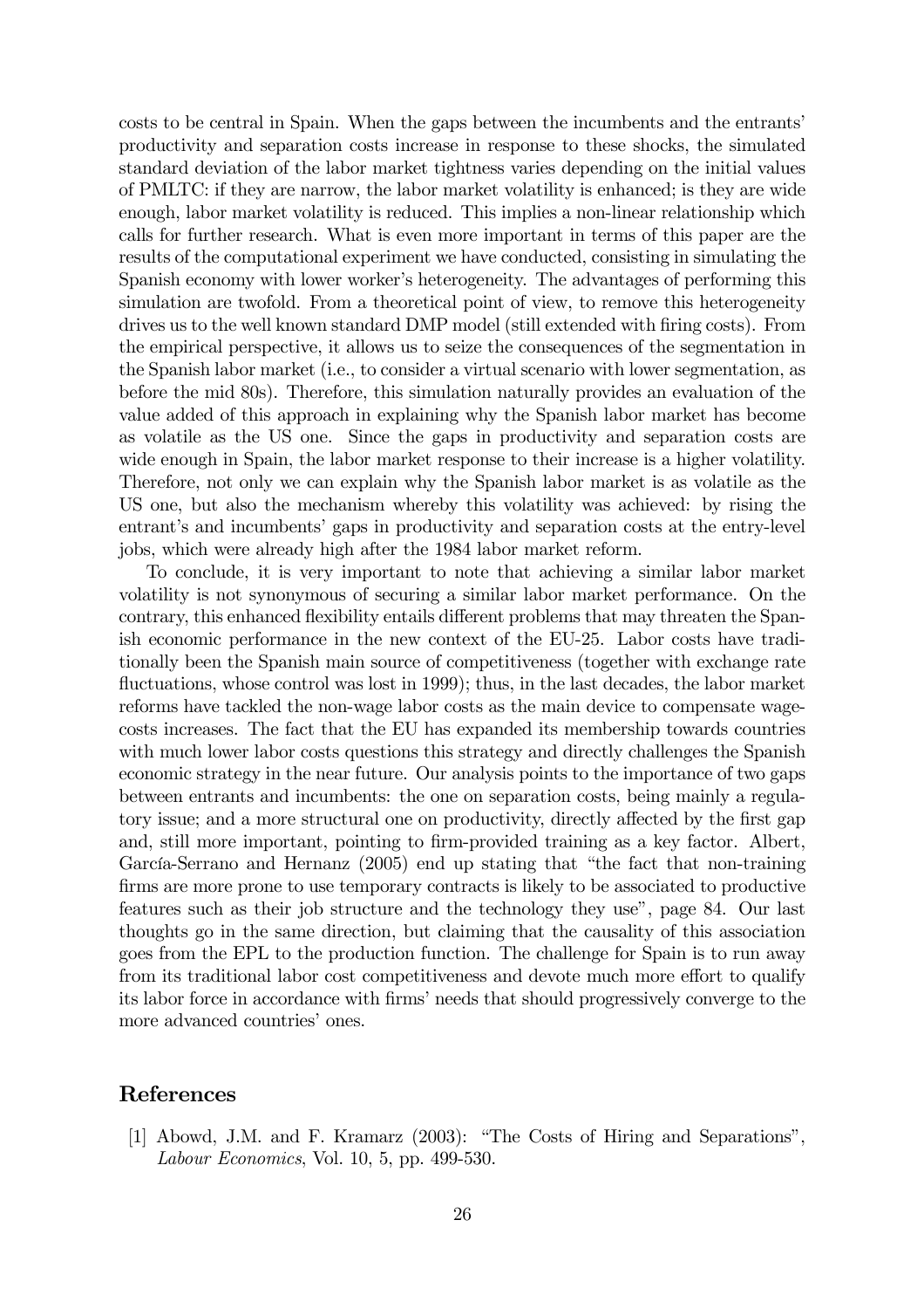costs to be central in Spain. When the gaps between the incumbents and the entrants' productivity and separation costs increase in response to these shocks, the simulated standard deviation of the labor market tightness varies depending on the initial values of PMLTC: if they are narrow, the labor market volatility is enhanced; is they are wide enough, labor market volatility is reduced. This implies a non-linear relationship which calls for further research. What is even more important in terms of this paper are the results of the computational experiment we have conducted, consisting in simulating the Spanish economy with lower worker's heterogeneity. The advantages of performing this simulation are twofold. From a theoretical point of view, to remove this heterogeneity drives us to the well known standard DMP model (still extended with firing costs). From the empirical perspective, it allows us to seize the consequences of the segmentation in the Spanish labor market (i.e., to consider a virtual scenario with lower segmentation, as before the mid 80s). Therefore, this simulation naturally provides an evaluation of the value added of this approach in explaining why the Spanish labor market has become as volatile as the US one. Since the gaps in productivity and separation costs are wide enough in Spain, the labor market response to their increase is a higher volatility. Therefore, not only we can explain why the Spanish labor market is as volatile as the US one, but also the mechanism whereby this volatility was achieved: by rising the entrant's and incumbents' gaps in productivity and separation costs at the entry-level jobs, which were already high after the 1984 labor market reform.

To conclude, it is very important to note that achieving a similar labor market volatility is not synonymous of securing a similar labor market performance. On the contrary, this enhanced flexibility entails different problems that may threaten the Spanish economic performance in the new context of the EU-25. Labor costs have traditionally been the Spanish main source of competitiveness (together with exchange rate fluctuations, whose control was lost in 1999); thus, in the last decades, the labor market reforms have tackled the non-wage labor costs as the main device to compensate wage-costs increases. The fact that the EU has expanded its membership towards countries with much lower labor costs questions this strategy and directly challenges the Spanish economic strategy in the near future. Our analysis points to the importance of two gaps between entrants and incumbents: the one on separation costs, being mainly a regulatory issue; and a more structural one on productivity, directly affected by the first gap and, still more important, pointing to firm-provided training as a key factor. Albert, García-Serrano and Hernanz (2005) end up stating that "the fact that non-training firms are more prone to use temporary contracts is likely to be associated to productive features such as their job structure and the technology they use", page 84. Our last thoughts go in the same direction, but claiming that the causality of this association goes from the EPL to the production function. The challenge for Spain is to run away from its traditional labor cost competitiveness and devote much more effort to qualify its labor force in accordance with firms' needs that should progressively converge to the more advanced countries' ones.

## References

[1] Abowd, J.M. and F. Kramarz (2003): "The Costs of Hiring and Separations", *Labour Economics*, Vol. 10, 5, pp. 499-530.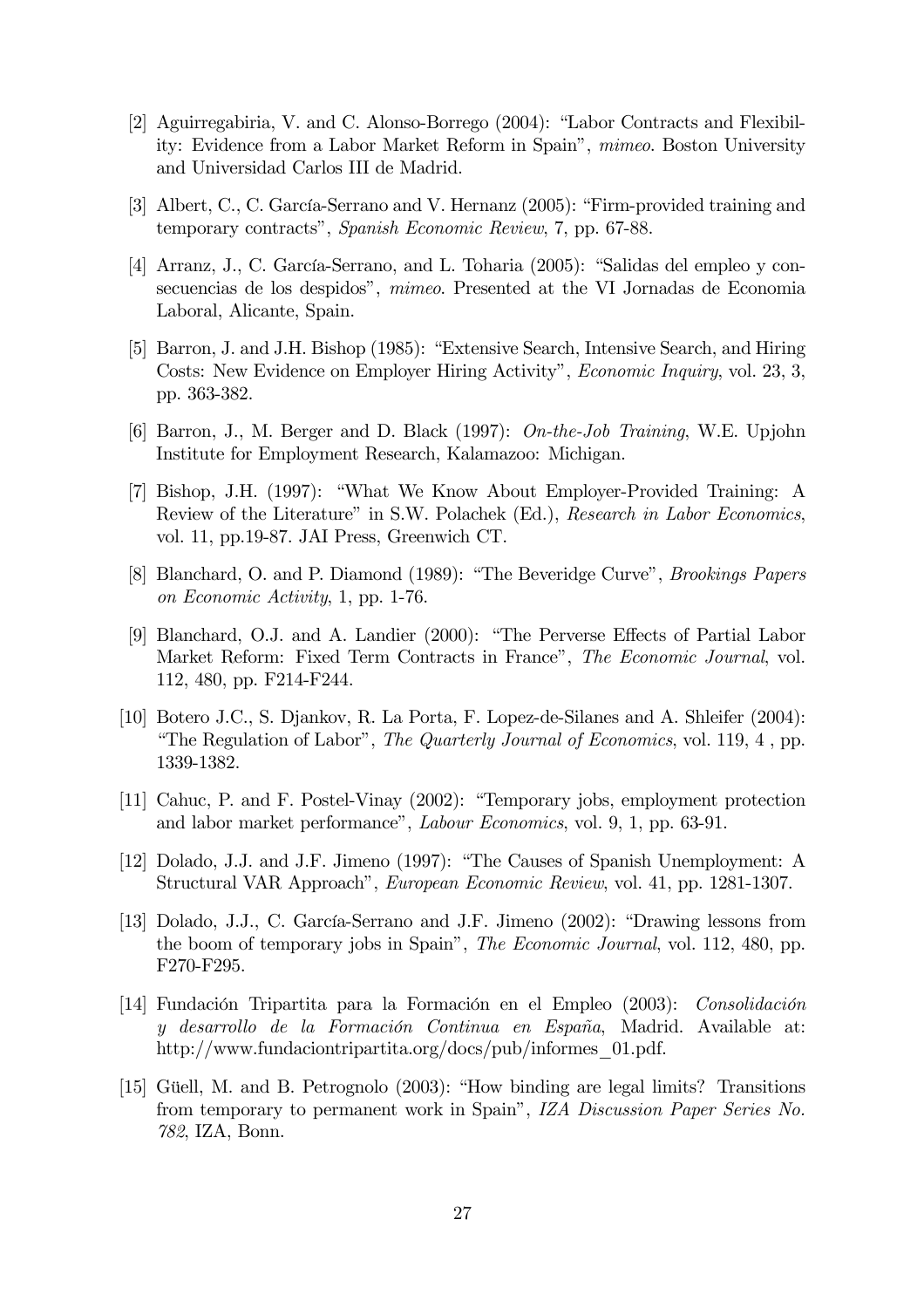[2] Aguirregabiria, V. and C. Alonso-Borrego (2004): "Labor Contracts and Flexibility: Evidence from a Labor Market Reform in Spain", *mimeo*. Boston University and Universidad Carlos III de Madrid.

[3] Albert, C., C. García-Serrano and V. Hernanz (2005): "Firm-provided training and temporary contracts", *Spanish Economic Review*, 7, pp. 67-88.

[4] Arranz, J., C. García-Serrano, and L. Toharia (2005): "Salidas del empleo y consecuencias de los despidos", *mimeo*. Presented at the VI Jornadas de Economia Laboral, Alicante, Spain.

[5] Barron, J. and J.H. Bishop (1985): "Extensive Search, Intensive Search, and Hiring Costs: New Evidence on Employer Hiring Activity", *Economic Inquiry*, vol. 23, 3, pp. 363-382.

[6] Barron, J., M. Berger and D. Black (1997): *On-the-Job Training*, W.E. Upjohn Institute for Employment Research, Kalamazoo: Michigan.

[7] Bishop, J.H. (1997): "What We Know About Employer-Provided Training: A Review of the Literature" in S.W. Polachek (Ed.), *Research in Labor Economics*, vol. 11, pp.19-87. JAI Press, Greenwich CT.

[8] Blanchard, O. and P. Diamond (1989): "The Beveridge Curve", *Brookings Papers on Economic Activity*, 1, pp. 1-76.

[9] Blanchard, O.J. and A. Landier (2000): "The Perverse Effects of Partial Labor Market Reform: Fixed Term Contracts in France", *The Economic Journal*, vol. 112, 480, pp. F214-F244.

[10] Botero J.C., S. Djankov, R. La Porta, F. Lopez-de-Silanes and A. Shleifer (2004): "The Regulation of Labor", *The Quarterly Journal of Economics*, vol. 119, 4 , pp. 1339-1382.

[11] Cahuc, P. and F. Postel-Vinay (2002): "Temporary jobs, employment protection and labor market performance", *Labour Economics*, vol. 9, 1, pp. 63-91.

[12] Dolado, J.J. and J.F. Jimeno (1997): "The Causes of Spanish Unemployment: A Structural VAR Approach", *European Economic Review*, vol. 41, pp. 1281-1307.

[13] Dolado, J.J., C. García-Serrano and J.F. Jimeno (2002): "Drawing lessons from the boom of temporary jobs in Spain", *The Economic Journal*, vol. 112, 480, pp. F270-F295.

[14] Fundación Tripartita para la Formación en el Empleo (2003): *Consolidación y desarrollo de la Formación Continua en España*, Madrid. Available at: http://www.fundaciontripartita.org/docs/pub/informes_01.pdf.

[15] Güell, M. and B. Petrognolo (2003): "How binding are legal limits? Transitions from temporary to permanent work in Spain", *IZA Discussion Paper Series No. 782*, IZA, Bonn.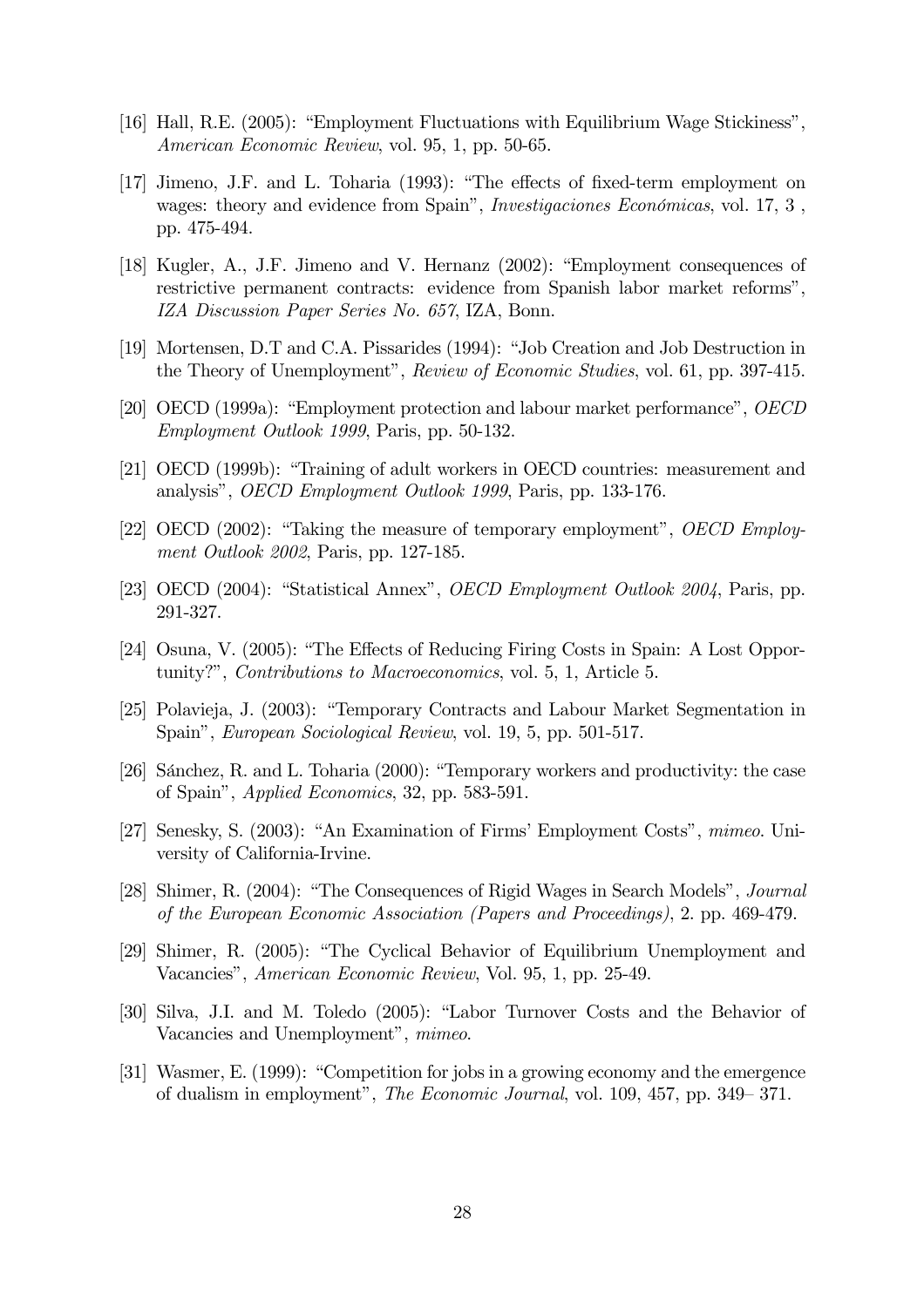[16] Hall, R.E. (2005): "Employment Fluctuations with Equilibrium Wage Stickiness", *American Economic Review*, vol. 95, 1, pp. 50-65.

[17] Jimeno, J.F. and L. Toharia (1993): "The effects of fixed-term employment on wages: theory and evidence from Spain", *Investigaciones Económicas*, vol. 17, 3 , pp. 475-494.

[18] Kugler, A., J.F. Jimeno and V. Hernanz (2002): "Employment consequences of restrictive permanent contracts: evidence from Spanish labor market reforms", *IZA Discussion Paper Series No. 657*, IZA, Bonn.

[19] Mortensen, D.T and C.A. Pissarides (1994): "Job Creation and Job Destruction in the Theory of Unemployment", *Review of Economic Studies*, vol. 61, pp. 397-415.

[20] OECD (1999a): "Employment protection and labour market performance", *OECD Employment Outlook 1999*, Paris, pp. 50-132.

[21] OECD (1999b): "Training of adult workers in OECD countries: measurement and analysis", *OECD Employment Outlook 1999*, Paris, pp. 133-176.

[22] OECD (2002): "Taking the measure of temporary employment", *OECD Employment Outlook 2002*, Paris, pp. 127-185.

[23] OECD (2004): "Statistical Annex", *OECD Employment Outlook 2004*, Paris, pp. 291-327.

[24] Osuna, V. (2005): "The Effects of Reducing Firing Costs in Spain: A Lost Opportunity?", *Contributions to Macroeconomics*, vol. 5, 1, Article 5.

[25] Polavieja, J. (2003): "Temporary Contracts and Labour Market Segmentation in Spain", *European Sociological Review*, vol. 19, 5, pp. 501-517.

[26] Sánchez, R. and L. Toharia (2000): "Temporary workers and productivity: the case of Spain", *Applied Economics*, 32, pp. 583-591.

[27] Senesky, S. (2003): "An Examination of Firms' Employment Costs", *mimeo*. University of California-Irvine.

[28] Shimer, R. (2004): "The Consequences of Rigid Wages in Search Models", *Journal of the European Economic Association (Papers and Proceedings)*, 2. pp. 469-479.

[29] Shimer, R. (2005): "The Cyclical Behavior of Equilibrium Unemployment and Vacancies", *American Economic Review*, Vol. 95, 1, pp. 25-49.

[30] Silva, J.I. and M. Toledo (2005): "Labor Turnover Costs and the Behavior of Vacancies and Unemployment", *mimeo*.

[31] Wasmer, E. (1999): "Competition for jobs in a growing economy and the emergence of dualism in employment", *The Economic Journal*, vol. 109, 457, pp. 349– 371.